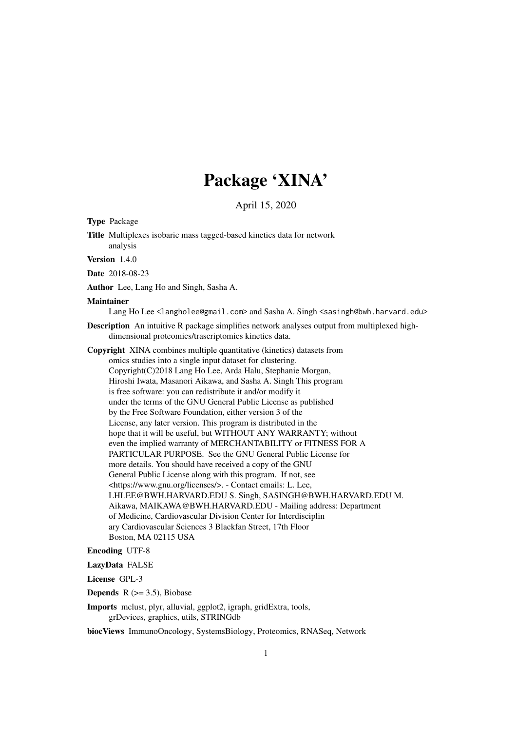# Package 'XINA'

April 15, 2020

**Type** Package

**Title** Multiplexes isobaric mass tagged-based kinetics data for network analysis

**Version** 1.4.0

**Date** 2018-08-23

**Author** Lee, Lang Ho and Singh, Sasha A.

**Maintainer**
Lang Ho Lee <langholee@gmail.com> and Sasha A. Singh <sasingh@bwh.harvard.edu>

**Description** An intuitive R package simplifies network analyses output from multiplexed high-dimensional proteomics/trascriptomics kinetics data.

**Copyright** XINA combines multiple quantitative (kinetics) datasets from omics studies into a single input dataset for clustering. Copyright(C)2018 Lang Ho Lee, Arda Halu, Stephanie Morgan, Hiroshi Iwata, Masanori Aikawa, and Sasha A. Singh This program is free software: you can redistribute it and/or modify it under the terms of the GNU General Public License as published by the Free Software Foundation, either version 3 of the License, any later version. This program is distributed in the hope that it will be useful, but WITHOUT ANY WARRANTY; without even the implied warranty of MERCHANTABILITY or FITNESS FOR A PARTICULAR PURPOSE. See the GNU General Public License for more details. You should have received a copy of the GNU General Public License along with this program. If not, see <https://www.gnu.org/licenses/>. - Contact emails: L. Lee, LHLEE@BWH.HARVARD.EDU S. Singh, SASINGH@BWH.HARVARD.EDU M. Aikawa, MAIKAWA@BWH.HARVARD.EDU - Mailing address: Department of Medicine, Cardiovascular Division Center for Interdisciplin ary Cardiovascular Sciences 3 Blackfan Street, 17th Floor Boston, MA 02115 USA

**Encoding** UTF-8

**LazyData** FALSE

**License** GPL-3

**Depends** R (>= 3.5), Biobase

**Imports** mclust, plyr, alluvial, ggplot2, igraph, gridExtra, tools, grDevices, graphics, utils, STRINGdb

**biocViews** ImmunoOncology, SystemsBiology, Proteomics, RNASeq, Network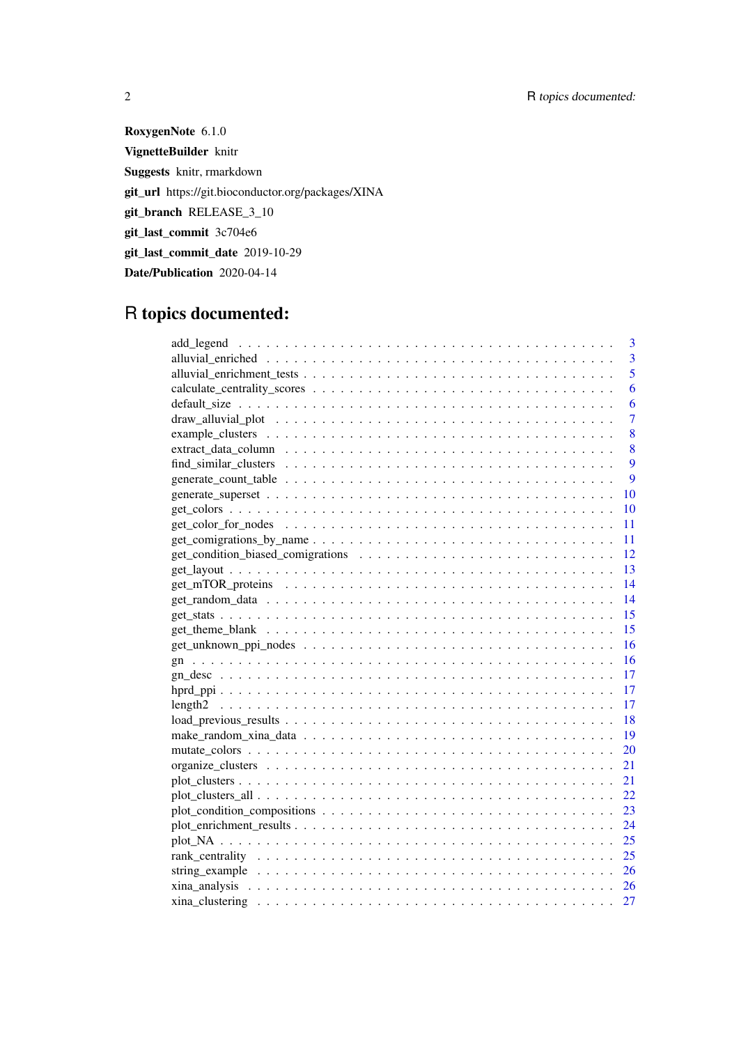**RoxygenNote** 6.1.0

**VignetteBuilder** knitr

**Suggests** knitr, rmarkdown

**git_url** https://git.bioconductor.org/packages/XINA

**git_branch** RELEASE_3_10

**git_last_commit** 3c704e6

**git_last_commit_date** 2019-10-29

**Date/Publication** 2020-04-14

# R topics documented:

| | |
|---|---|
| add_legend | 3 |
| alluvial_enriched | 3 |
| alluvial_enrichment_tests | 5 |
| calculate_centrality_scores | 6 |
| default_size | 6 |
| draw_alluvial_plot | 7 |
| example_clusters | 8 |
| extract_data_column | 8 |
| find_similar_clusters | 9 |
| generate_count_table | 9 |
| generate_superset | 10 |
| get_colors | 10 |
| get_color_for_nodes | 11 |
| get_comigrations_by_name | 11 |
| get_condition_biased_comigrations | 12 |
| get_layout | 13 |
| get_mTOR_proteins | 14 |
| get_random_data | 14 |
| get_stats | 15 |
| get_theme_blank | 15 |
| get_unknown_ppi_nodes | 16 |
| gn | 16 |
| gn_desc | 17 |
| hprd_ppi | 17 |
| length2 | 17 |
| load_previous_results | 18 |
| make_random_xina_data | 19 |
| mutate_colors | 20 |
| organize_clusters | 21 |
| plot_clusters | 21 |
| plot_clusters_all | 22 |
| plot_condition_compositions | 23 |
| plot_enrichment_results | 24 |
| plot_NA | 25 |
| rank_centrality | 25 |
| string_example | 26 |
| xina_analysis | 26 |
| xina_clustering | 27 |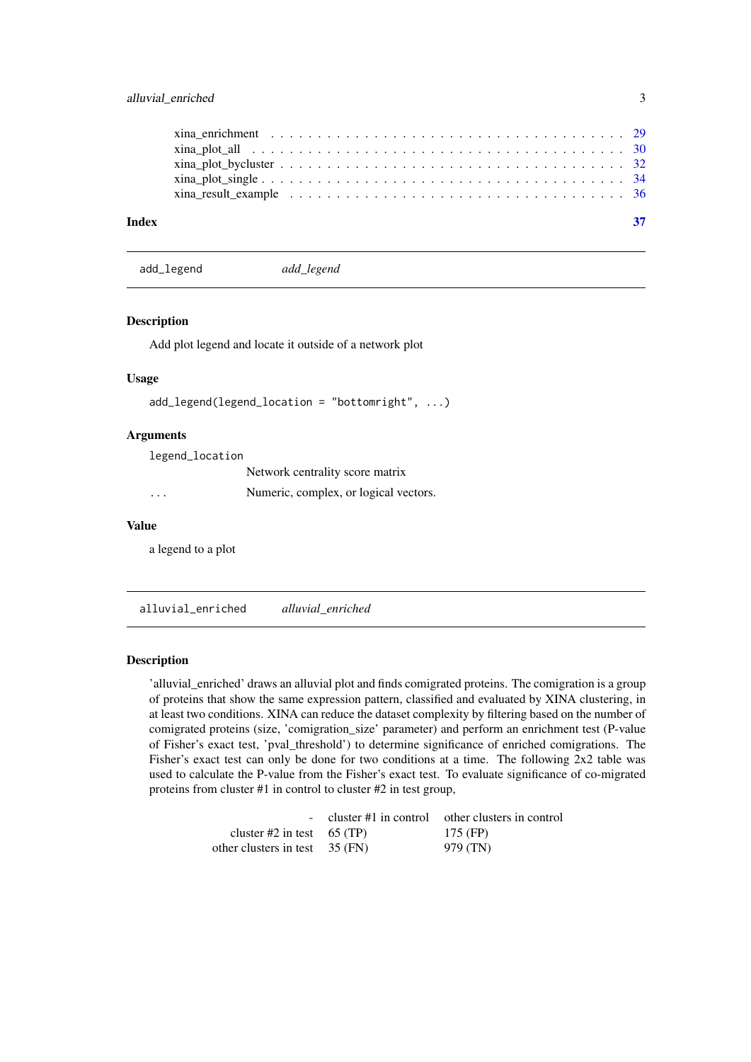| | |
|---|---|
| xina_enrichment | 29 |
| xina_plot_all | 30 |
| xina_plot_bycluster | 32 |
| xina_plot_single | 34 |
| xina_result_example | 36 |

**Index** **37**

---

## add_legend *add_legend*

---

### Description

Add plot legend and locate it outside of a network plot

### Usage

```
add_legend(legend_location = "bottomright", ...)
```

### Arguments

| | |
|---|---|
| `legend_location` | Network centrality score matrix |
| `...` | Numeric, complex, or logical vectors. |

### Value

a legend to a plot

---

## alluvial_enriched *alluvial_enriched*

---

### Description

'alluvial_enriched' draws an alluvial plot and finds comigrated proteins. The comigration is a group of proteins that show the same expression pattern, classified and evaluated by XINA clustering, in at least two conditions. XINA can reduce the dataset complexity by filtering based on the number of comigrated proteins (size, 'comigration_size' parameter) and perform an enrichment test (P-value of Fisher's exact test, 'pval_threshold') to determine significance of enriched comigrations. The Fisher's exact test can only be done for two conditions at a time. The following 2x2 table was used to calculate the P-value from the Fisher's exact test. To evaluate significance of co-migrated proteins from cluster #1 in control to cluster #2 in test group,

| - | cluster #1 in control | other clusters in control |
|---|---|---|
| cluster #2 in test | 65 (TP) | 175 (FP) |
| other clusters in test | 35 (FN) | 979 (TN) |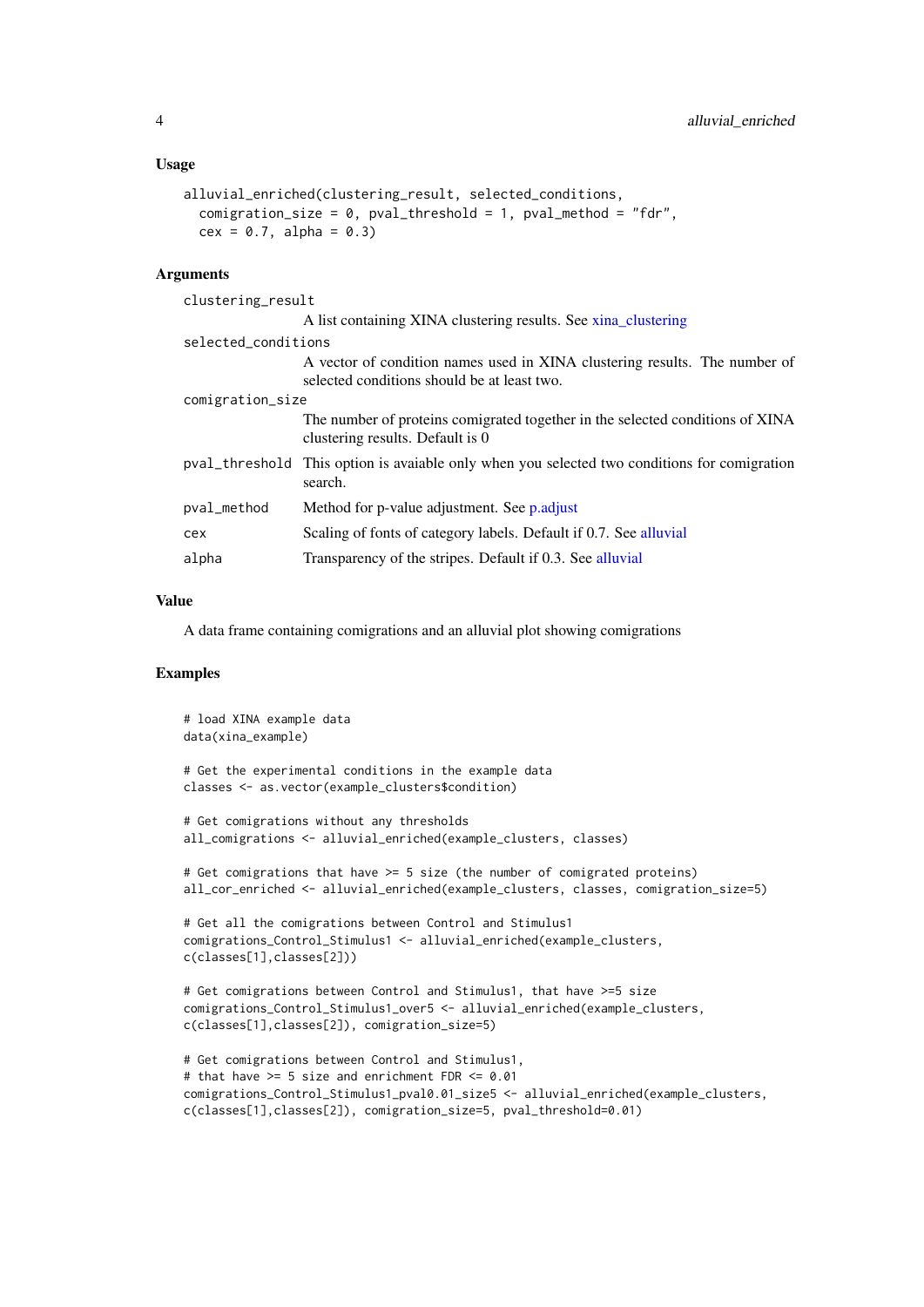### Usage

```
alluvial_enriched(clustering_result, selected_conditions,
  comigration_size = 0, pval_threshold = 1, pval_method = "fdr",
  cex = 0.7, alpha = 0.3)
```

### Arguments

| Argument | Description |
|---|---|
| `clustering_result` | A list containing XINA clustering results. See xina_clustering |
| `selected_conditions` | A vector of condition names used in XINA clustering results. The number of selected conditions should be at least two. |
| `comigration_size` | The number of proteins comigrated together in the selected conditions of XINA clustering results. Default is 0 |
| `pval_threshold` | This option is avaiable only when you selected two conditions for comigration search. |
| `pval_method` | Method for p-value adjustment. See p.adjust |
| `cex` | Scaling of fonts of category labels. Default if 0.7. See alluvial |
| `alpha` | Transparency of the stripes. Default if 0.3. See alluvial |

### Value

A data frame containing comigrations and an alluvial plot showing comigrations

### Examples

```
# load XINA example data
data(xina_example)

# Get the experimental conditions in the example data
classes <- as.vector(example_clusters$condition)

# Get comigrations without any thresholds
all_comigrations <- alluvial_enriched(example_clusters, classes)

# Get comigrations that have >= 5 size (the number of comigrated proteins)
all_cor_enriched <- alluvial_enriched(example_clusters, classes, comigration_size=5)

# Get all the comigrations between Control and Stimulus1
comigrations_Control_Stimulus1 <- alluvial_enriched(example_clusters,
c(classes[1],classes[2]))

# Get comigrations between Control and Stimulus1, that have >=5 size
comigrations_Control_Stimulus1_over5 <- alluvial_enriched(example_clusters,
c(classes[1],classes[2]), comigration_size=5)

# Get comigrations between Control and Stimulus1,
# that have >= 5 size and enrichment FDR <= 0.01
comigrations_Control_Stimulus1_pval0.01_size5 <- alluvial_enriched(example_clusters,
c(classes[1],classes[2]), comigration_size=5, pval_threshold=0.01)
```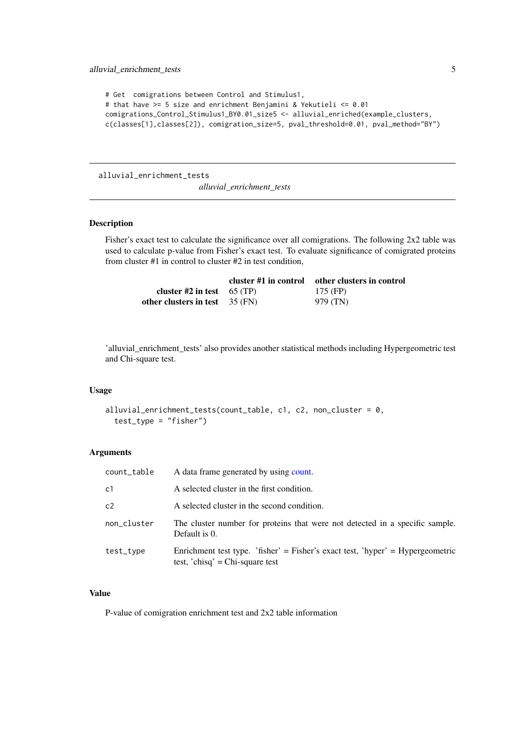```
# Get  comigrations between Control and Stimulus1,
# that have >= 5 size and enrichment Benjamini & Yekutieli <= 0.01
comigrations_Control_Stimulus1_BY0.01_size5 <- alluvial_enriched(example_clusters,
c(classes[1],classes[2]), comigration_size=5, pval_threshold=0.01, pval_method="BY")
```

---

## alluvial_enrichment_tests

*alluvial_enrichment_tests*

---

### Description

Fisher's exact test to calculate the significance over all comigrations. The following 2x2 table was used to calculate p-value from Fisher's exact test. To evaluate significance of comigrated proteins from cluster #1 in control to cluster #2 in test condition,

| | **cluster #1 in control** | **other clusters in control** |
|---|---|---|
| **cluster #2 in test** | 65 (TP) | 175 (FP) |
| **other clusters in test** | 35 (FN) | 979 (TN) |

'alluvial_enrichment_tests' also provides another statistical methods including Hypergeometric test and Chi-square test.

### Usage

```
alluvial_enrichment_tests(count_table, c1, c2, non_cluster = 0,
  test_type = "fisher")
```

### Arguments

| | |
|---|---|
| `count_table` | A data frame generated by using count. |
| `c1` | A selected cluster in the first condition. |
| `c2` | A selected cluster in the second condition. |
| `non_cluster` | The cluster number for proteins that were not detected in a specific sample. Default is 0. |
| `test_type` | Enrichment test type. 'fisher' = Fisher's exact test, 'hyper' = Hypergeometric test, 'chisq' = Chi-square test |

### Value

P-value of comigration enrichment test and 2x2 table information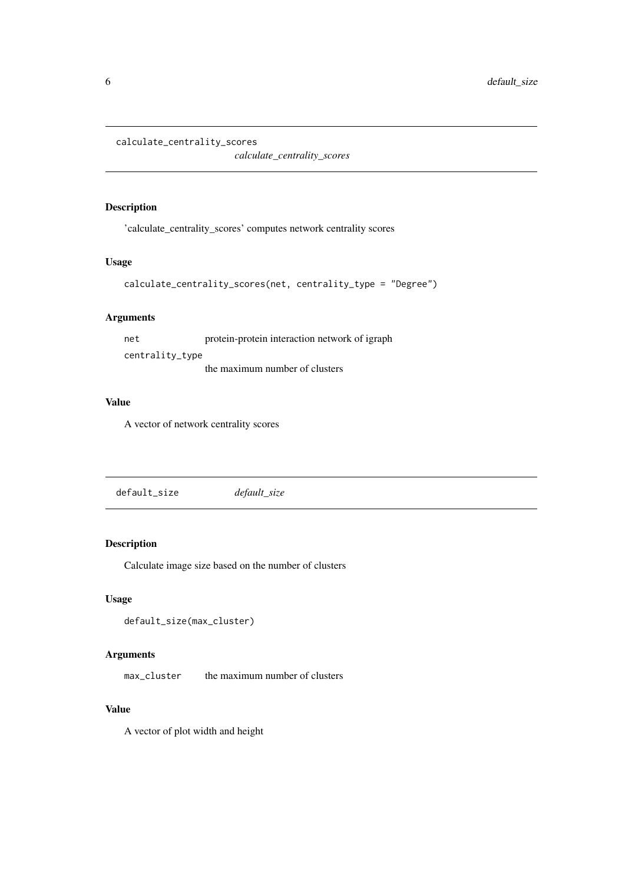## calculate_centrality_scores

*calculate_centrality_scores*

### Description

'calculate_centrality_scores' computes network centrality scores

### Usage

```
calculate_centrality_scores(net, centrality_type = "Degree")
```

### Arguments

| | |
|---|---|
| `net` | protein-protein interaction network of igraph |
| `centrality_type` | the maximum number of clusters |

### Value

A vector of network centrality scores

## default_size

*default_size*

### Description

Calculate image size based on the number of clusters

### Usage

```
default_size(max_cluster)
```

### Arguments

| | |
|---|---|
| `max_cluster` | the maximum number of clusters |

### Value

A vector of plot width and height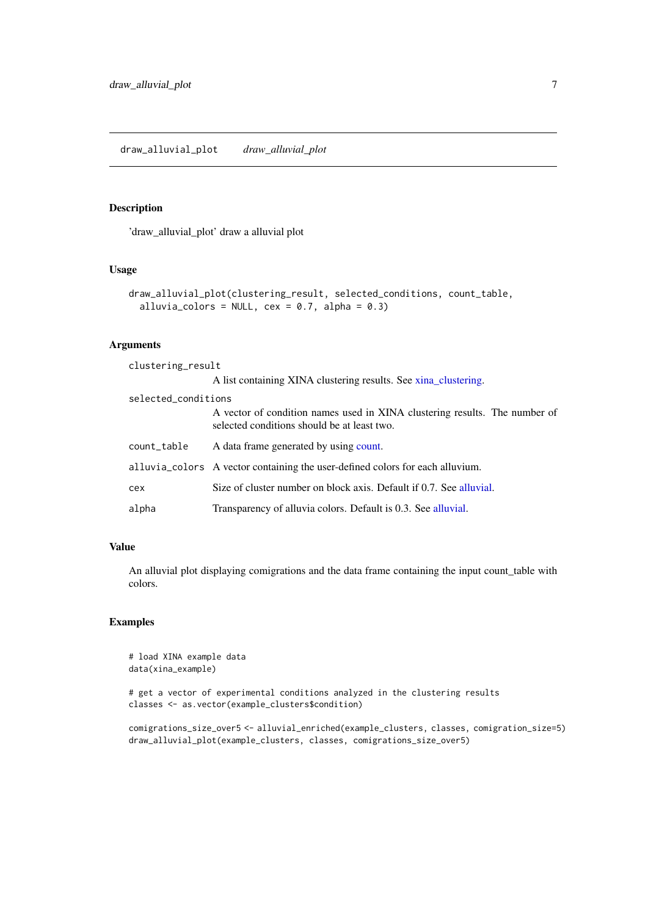## draw_alluvial_plot *draw_alluvial_plot*

### Description

'draw_alluvial_plot' draw a alluvial plot

### Usage

```
draw_alluvial_plot(clustering_result, selected_conditions, count_table,
  alluvia_colors = NULL, cex = 0.7, alpha = 0.3)
```

### Arguments

| | |
|---|---|
| clustering_result | A list containing XINA clustering results. See xina_clustering. |
| selected_conditions | A vector of condition names used in XINA clustering results. The number of selected conditions should be at least two. |
| count_table | A data frame generated by using count. |
| alluvia_colors | A vector containing the user-defined colors for each alluvium. |
| cex | Size of cluster number on block axis. Default if 0.7. See alluvial. |
| alpha | Transparency of alluvia colors. Default is 0.3. See alluvial. |

### Value

An alluvial plot displaying comigrations and the data frame containing the input count_table with colors.

### Examples

```
# load XINA example data
data(xina_example)

# get a vector of experimental conditions analyzed in the clustering results
classes <- as.vector(example_clusters$condition)

comigrations_size_over5 <- alluvial_enriched(example_clusters, classes, comigration_size=5)
draw_alluvial_plot(example_clusters, classes, comigrations_size_over5)
```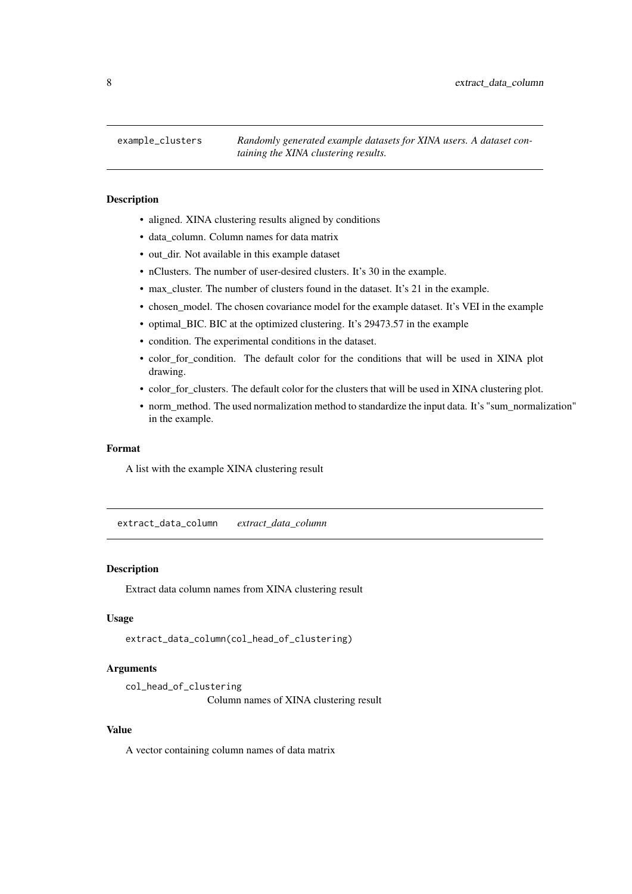## example_clusters

*Randomly generated example datasets for XINA users. A dataset containing the XINA clustering results.*

### Description

- aligned. XINA clustering results aligned by conditions
- data_column. Column names for data matrix
- out_dir. Not available in this example dataset
- nClusters. The number of user-desired clusters. It's 30 in the example.
- max_cluster. The number of clusters found in the dataset. It's 21 in the example.
- chosen_model. The chosen covariance model for the example dataset. It's VEI in the example
- optimal_BIC. BIC at the optimized clustering. It's 29473.57 in the example
- condition. The experimental conditions in the dataset.
- color_for_condition. The default color for the conditions that will be used in XINA plot drawing.
- color_for_clusters. The default color for the clusters that will be used in XINA clustering plot.
- norm_method. The used normalization method to standardize the input data. It's "sum_normalization" in the example.

### Format

A list with the example XINA clustering result

## extract_data_column

*extract_data_column*

### Description

Extract data column names from XINA clustering result

### Usage

```
extract_data_column(col_head_of_clustering)
```

### Arguments

`col_head_of_clustering`
Column names of XINA clustering result

### Value

A vector containing column names of data matrix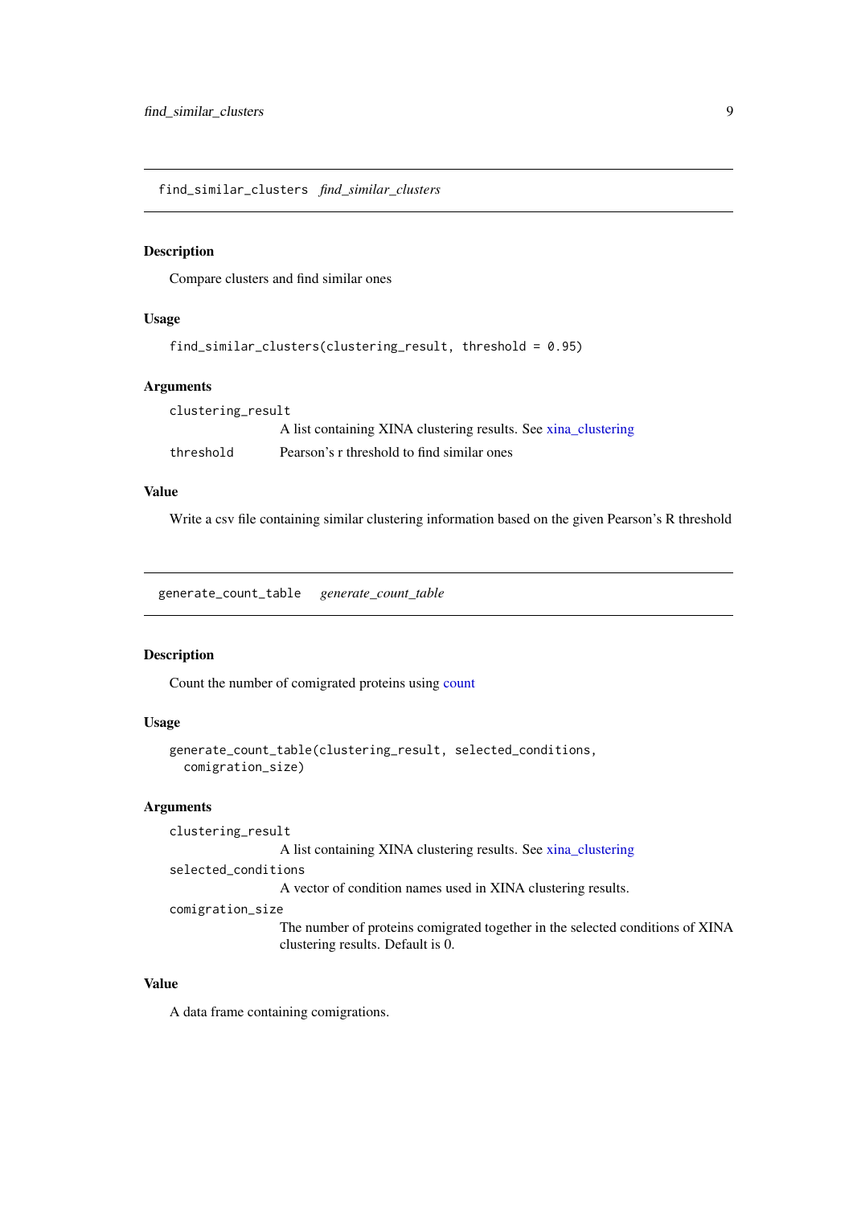## find_similar_clusters *find_similar_clusters*

### Description

Compare clusters and find similar ones

### Usage

```
find_similar_clusters(clustering_result, threshold = 0.95)
```

### Arguments

`clustering_result`
: A list containing XINA clustering results. See xina_clustering

`threshold`
: Pearson's r threshold to find similar ones

### Value

Write a csv file containing similar clustering information based on the given Pearson's R threshold

## generate_count_table *generate_count_table*

### Description

Count the number of comigrated proteins using count

### Usage

```
generate_count_table(clustering_result, selected_conditions,
  comigration_size)
```

### Arguments

`clustering_result`
: A list containing XINA clustering results. See xina_clustering

`selected_conditions`
: A vector of condition names used in XINA clustering results.

`comigration_size`
: The number of proteins comigrated together in the selected conditions of XINA clustering results. Default is 0.

### Value

A data frame containing comigrations.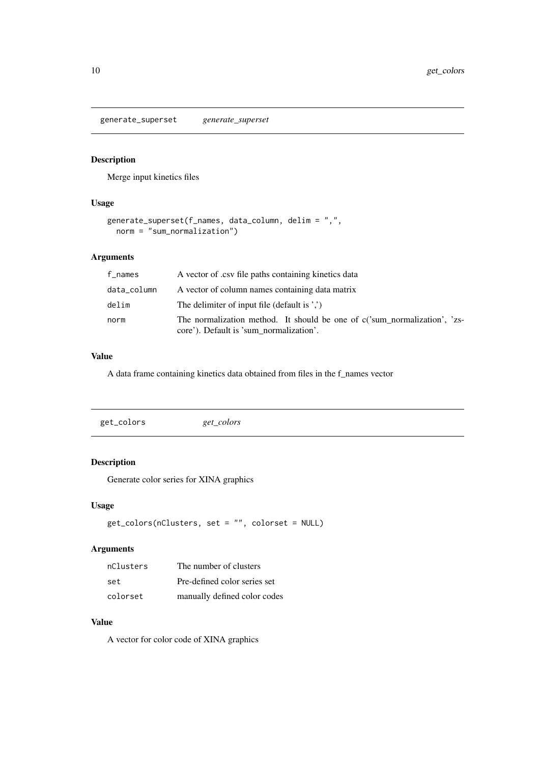## generate_superset *generate_superset*

### Description

Merge input kinetics files

### Usage

```
generate_superset(f_names, data_column, delim = ",",
  norm = "sum_normalization")
```

### Arguments

| | |
|---|---|
| f_names | A vector of .csv file paths containing kinetics data |
| data_column | A vector of column names containing data matrix |
| delim | The delimiter of input file (default is ',') |
| norm | The normalization method. It should be one of c('sum_normalization', 'zscore'). Default is 'sum_normalization'. |

### Value

A data frame containing kinetics data obtained from files in the f_names vector

## get_colors *get_colors*

### Description

Generate color series for XINA graphics

### Usage

```
get_colors(nClusters, set = "", colorset = NULL)
```

### Arguments

| | |
|---|---|
| nClusters | The number of clusters |
| set | Pre-defined color series set |
| colorset | manually defined color codes |

### Value

A vector for color code of XINA graphics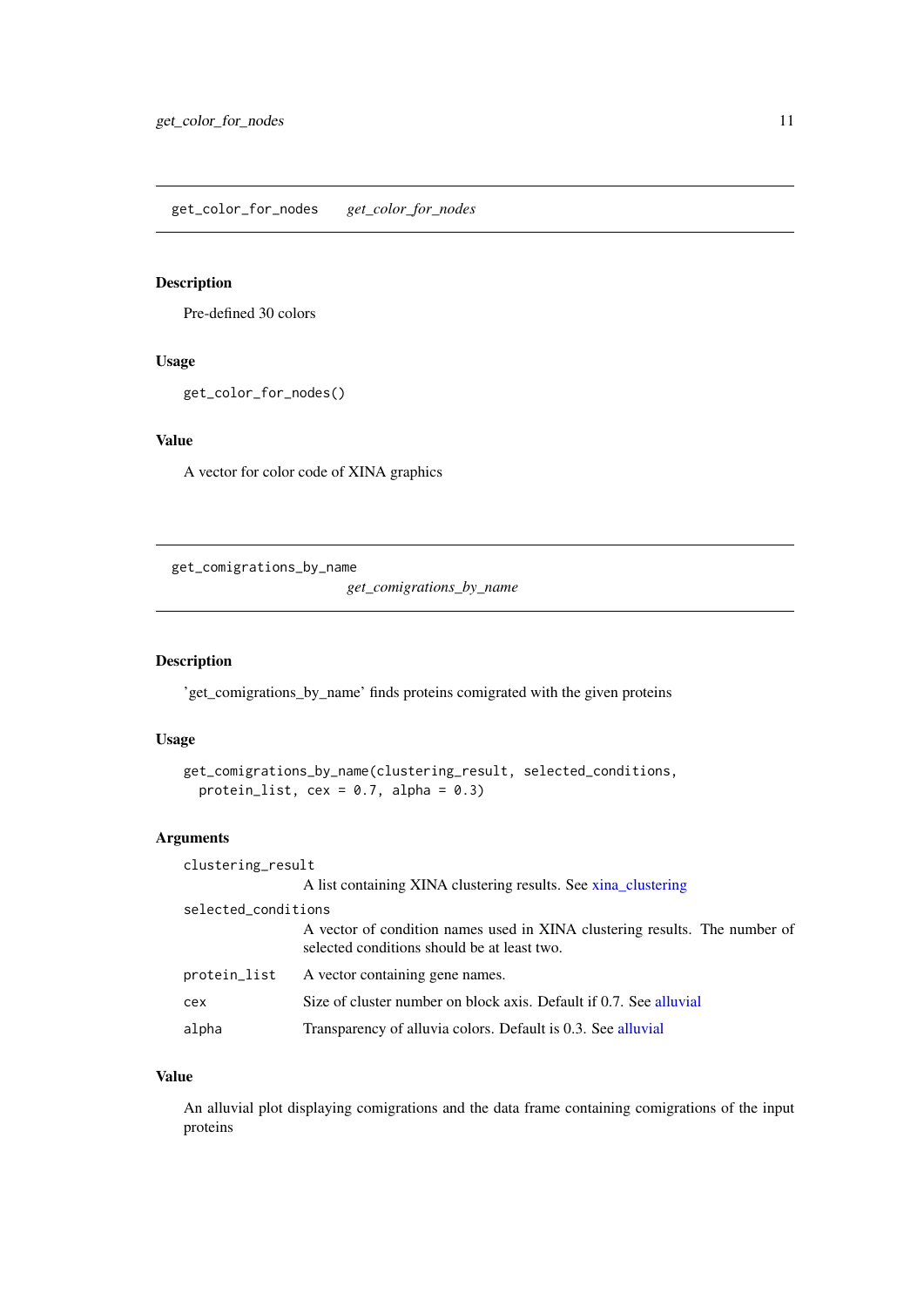## get_color_for_nodes *get_color_for_nodes*

### Description

Pre-defined 30 colors

### Usage

```
get_color_for_nodes()
```

### Value

A vector for color code of XINA graphics

## get_comigrations_by_name *get_comigrations_by_name*

### Description

'get_comigrations_by_name' finds proteins comigrated with the given proteins

### Usage

```
get_comigrations_by_name(clustering_result, selected_conditions,
  protein_list, cex = 0.7, alpha = 0.3)
```

### Arguments

| | |
|---|---|
| `clustering_result` | A list containing XINA clustering results. See xina_clustering |
| `selected_conditions` | A vector of condition names used in XINA clustering results. The number of selected conditions should be at least two. |
| `protein_list` | A vector containing gene names. |
| `cex` | Size of cluster number on block axis. Default if 0.7. See alluvial |
| `alpha` | Transparency of alluvia colors. Default is 0.3. See alluvial |

### Value

An alluvial plot displaying comigrations and the data frame containing comigrations of the input proteins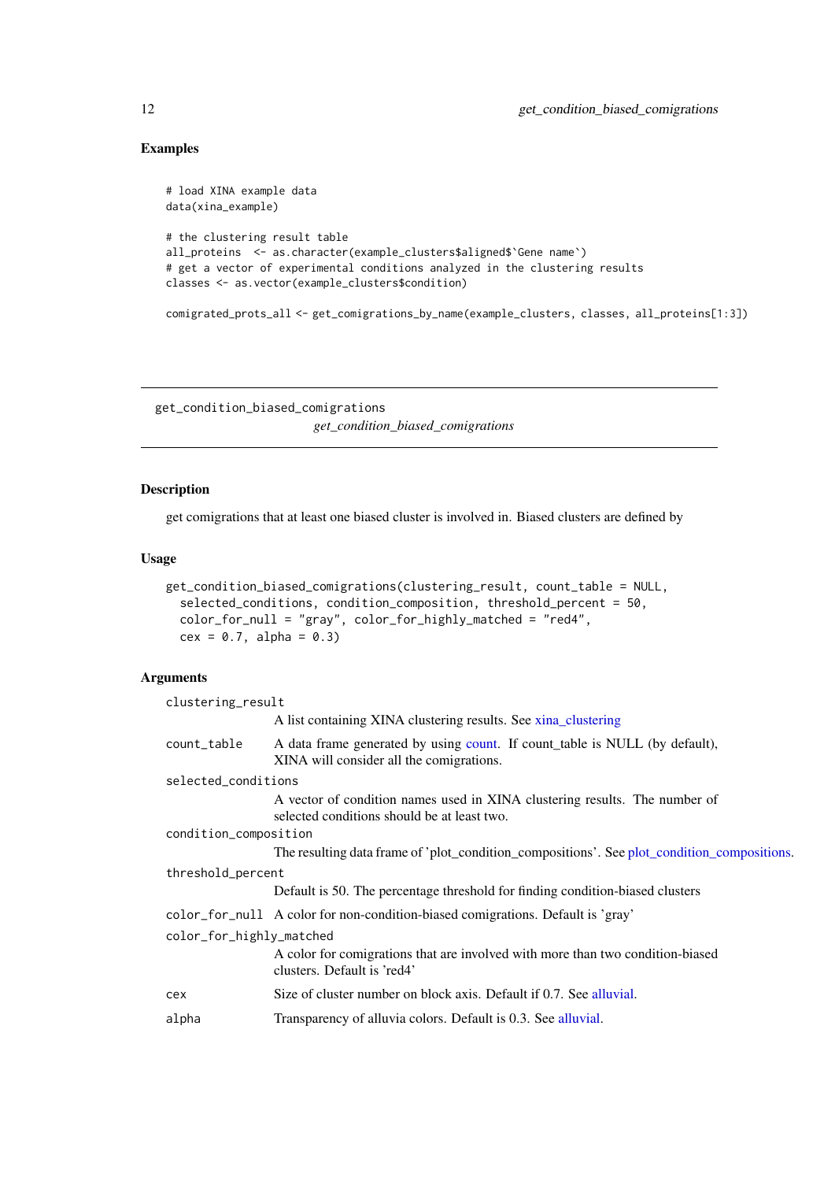## Examples

```
# load XINA example data
data(xina_example)

# the clustering result table
all_proteins  <- as.character(example_clusters$aligned$`Gene name`)
# get a vector of experimental conditions analyzed in the clustering results
classes <- as.vector(example_clusters$condition)

comigrated_prots_all <- get_comigrations_by_name(example_clusters, classes, all_proteins[1:3])
```

---

# get_condition_biased_comigrations

*get_condition_biased_comigrations*

---

## Description

get comigrations that at least one biased cluster is involved in. Biased clusters are defined by

## Usage

```
get_condition_biased_comigrations(clustering_result, count_table = NULL,
  selected_conditions, condition_composition, threshold_percent = 50,
  color_for_null = "gray", color_for_highly_matched = "red4",
  cex = 0.7, alpha = 0.3)
```

## Arguments

| | |
|---|---|
| `clustering_result` | A list containing XINA clustering results. See xina_clustering |
| `count_table` | A data frame generated by using count. If count_table is NULL (by default), XINA will consider all the comigrations. |
| `selected_conditions` | A vector of condition names used in XINA clustering results. The number of selected conditions should be at least two. |
| `condition_composition` | The resulting data frame of 'plot_condition_compositions'. See plot_condition_compositions. |
| `threshold_percent` | Default is 50. The percentage threshold for finding condition-biased clusters |
| `color_for_null` | A color for non-condition-biased comigrations. Default is 'gray' |
| `color_for_highly_matched` | A color for comigrations that are involved with more than two condition-biased clusters. Default is 'red4' |
| `cex` | Size of cluster number on block axis. Default if 0.7. See alluvial. |
| `alpha` | Transparency of alluvia colors. Default is 0.3. See alluvial. |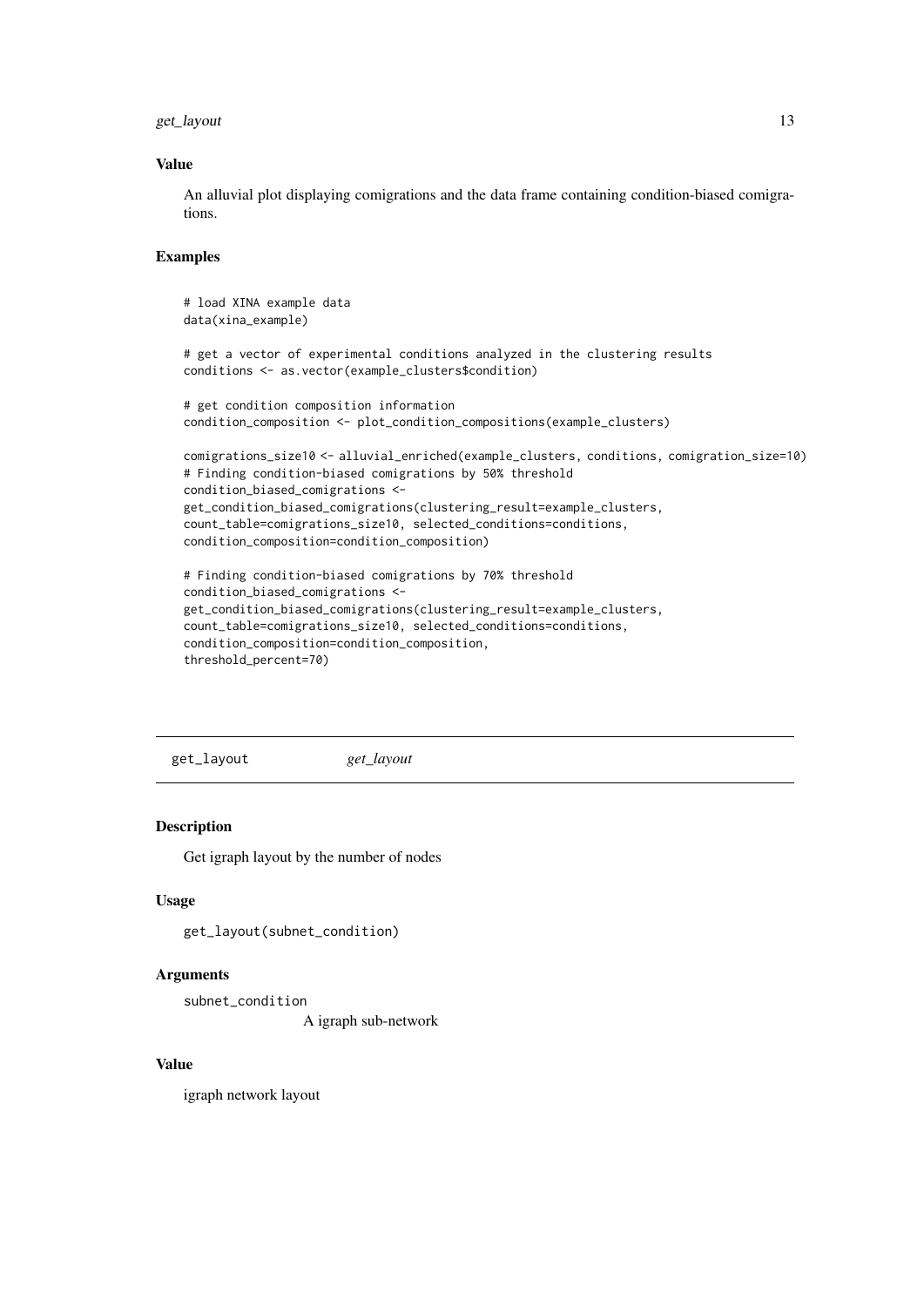### Value

An alluvial plot displaying comigrations and the data frame containing condition-biased comigrations.

### Examples

```
# load XINA example data
data(xina_example)

# get a vector of experimental conditions analyzed in the clustering results
conditions <- as.vector(example_clusters$condition)

# get condition composition information
condition_composition <- plot_condition_compositions(example_clusters)

comigrations_size10 <- alluvial_enriched(example_clusters, conditions, comigration_size=10)
# Finding condition-biased comigrations by 50% threshold
condition_biased_comigrations <-
get_condition_biased_comigrations(clustering_result=example_clusters,
count_table=comigrations_size10, selected_conditions=conditions,
condition_composition=condition_composition)

# Finding condition-biased comigrations by 70% threshold
condition_biased_comigrations <-
get_condition_biased_comigrations(clustering_result=example_clusters,
count_table=comigrations_size10, selected_conditions=conditions,
condition_composition=condition_composition,
threshold_percent=70)
```

---

## get_layout *get_layout*

---

### Description

Get igraph layout by the number of nodes

### Usage

```
get_layout(subnet_condition)
```

### Arguments

`subnet_condition`
A igraph sub-network

### Value

igraph network layout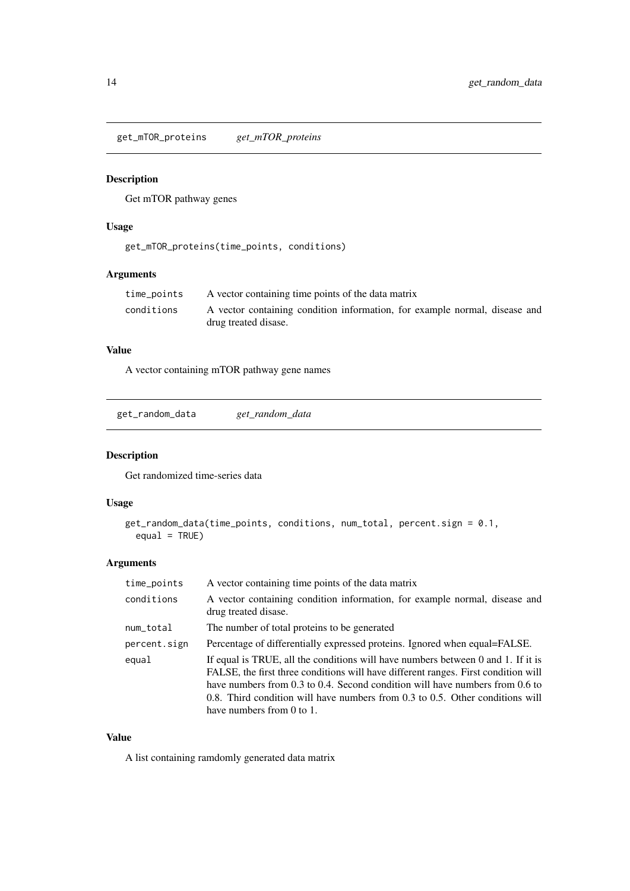## get_mTOR_proteins *get_mTOR_proteins*

### Description

Get mTOR pathway genes

### Usage

```
get_mTOR_proteins(time_points, conditions)
```

### Arguments

| | |
|---|---|
| time_points | A vector containing time points of the data matrix |
| conditions | A vector containing condition information, for example normal, disease and drug treated disase. |

### Value

A vector containing mTOR pathway gene names

## get_random_data *get_random_data*

### Description

Get randomized time-series data

### Usage

```
get_random_data(time_points, conditions, num_total, percent.sign = 0.1,
  equal = TRUE)
```

### Arguments

| | |
|---|---|
| time_points | A vector containing time points of the data matrix |
| conditions | A vector containing condition information, for example normal, disease and drug treated disase. |
| num_total | The number of total proteins to be generated |
| percent.sign | Percentage of differentially expressed proteins. Ignored when equal=FALSE. |
| equal | If equal is TRUE, all the conditions will have numbers between 0 and 1. If it is FALSE, the first three conditions will have different ranges. First condition will have numbers from 0.3 to 0.4. Second condition will have numbers from 0.6 to 0.8. Third condition will have numbers from 0.3 to 0.5. Other conditions will have numbers from 0 to 1. |

### Value

A list containing ramdomly generated data matrix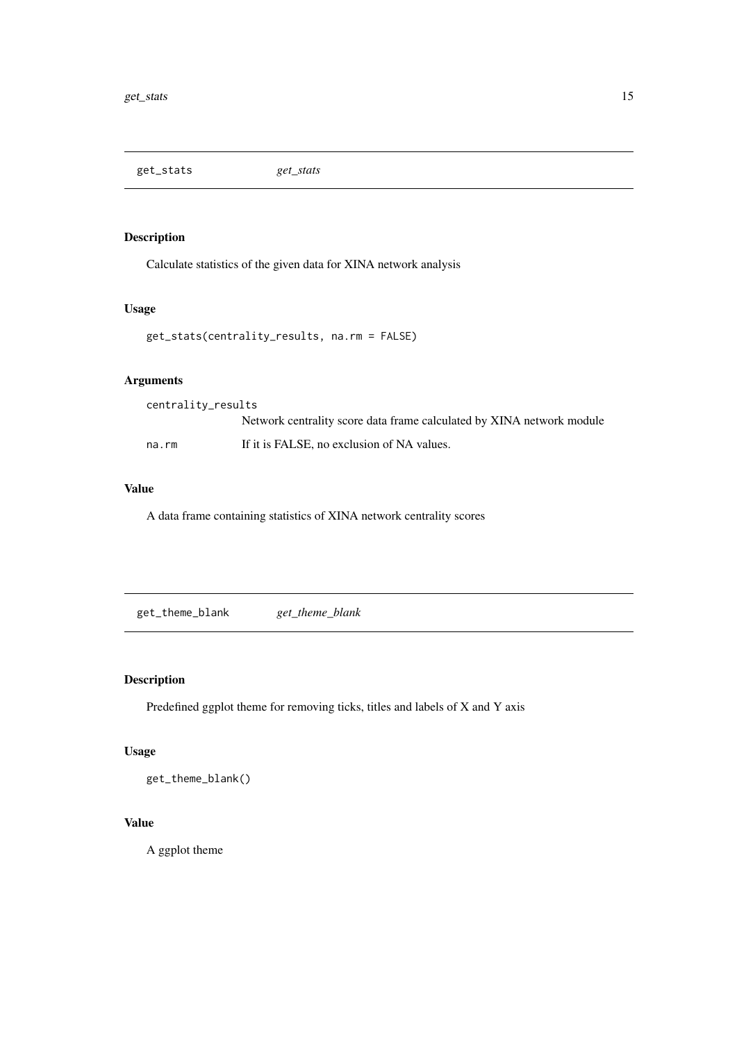## get_stats *get_stats*

### Description

Calculate statistics of the given data for XINA network analysis

### Usage

```
get_stats(centrality_results, na.rm = FALSE)
```

### Arguments

| | |
|---|---|
| `centrality_results` | Network centrality score data frame calculated by XINA network module |
| `na.rm` | If it is FALSE, no exclusion of NA values. |

### Value

A data frame containing statistics of XINA network centrality scores

## get_theme_blank *get_theme_blank*

### Description

Predefined ggplot theme for removing ticks, titles and labels of X and Y axis

### Usage

```
get_theme_blank()
```

### Value

A ggplot theme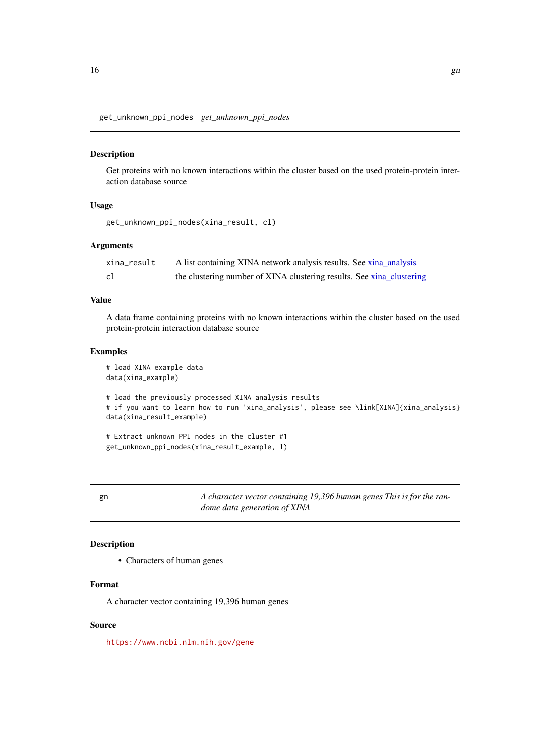## get_unknown_ppi_nodes — *get_unknown_ppi_nodes*

### Description

Get proteins with no known interactions within the cluster based on the used protein-protein interaction database source

### Usage

```
get_unknown_ppi_nodes(xina_result, cl)
```

### Arguments

| | |
|---|---|
| xina_result | A list containing XINA network analysis results. See xina_analysis |
| cl | the clustering number of XINA clustering results. See xina_clustering |

### Value

A data frame containing proteins with no known interactions within the cluster based on the used protein-protein interaction database source

### Examples

```
# load XINA example data
data(xina_example)

# load the previously processed XINA analysis results
# if you want to learn how to run 'xina_analysis', please see \link[XINA]{xina_analysis}
data(xina_result_example)

# Extract unknown PPI nodes in the cluster #1
get_unknown_ppi_nodes(xina_result_example, 1)
```

## gn — *A character vector containing 19,396 human genes This is for the randome data generation of XINA*

### Description

- Characters of human genes

### Format

A character vector containing 19,396 human genes

### Source

https://www.ncbi.nlm.nih.gov/gene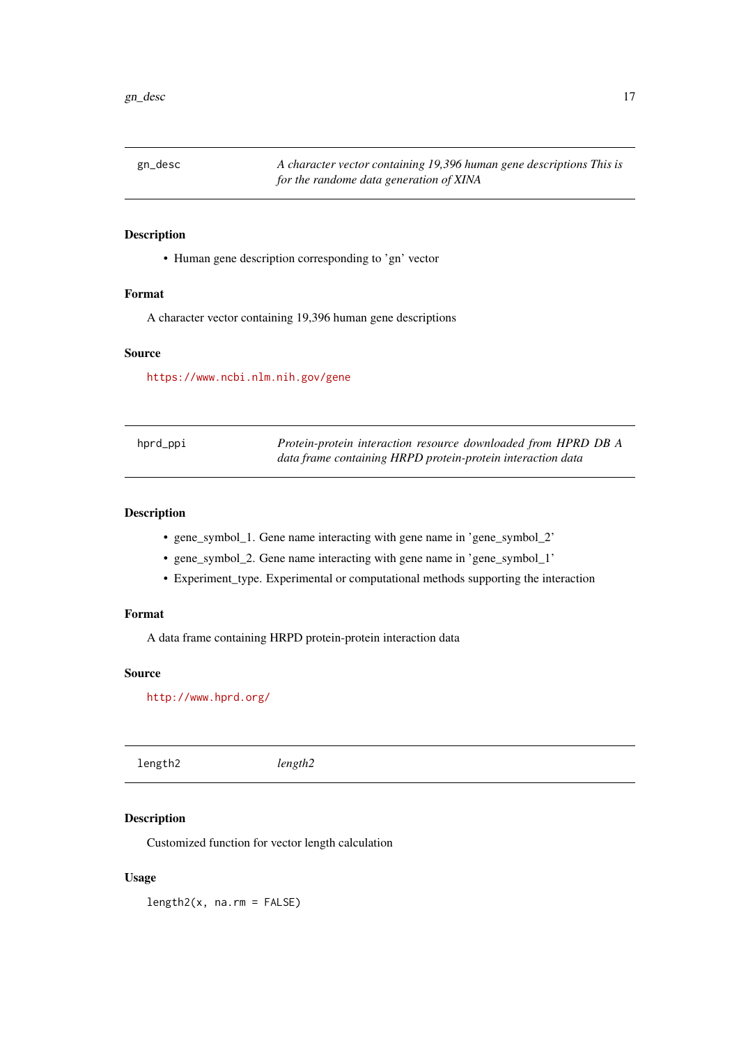## gn_desc

*A character vector containing 19,396 human gene descriptions This is for the randome data generation of XINA*

### Description

- Human gene description corresponding to 'gn' vector

### Format

A character vector containing 19,396 human gene descriptions

### Source

https://www.ncbi.nlm.nih.gov/gene

## hprd_ppi

*Protein-protein interaction resource downloaded from HPRD DB A data frame containing HRPD protein-protein interaction data*

### Description

- gene_symbol_1. Gene name interacting with gene name in 'gene_symbol_2'
- gene_symbol_2. Gene name interacting with gene name in 'gene_symbol_1'
- Experiment_type. Experimental or computational methods supporting the interaction

### Format

A data frame containing HRPD protein-protein interaction data

### Source

http://www.hprd.org/

## length2

*length2*

### Description

Customized function for vector length calculation

### Usage

```
length2(x, na.rm = FALSE)
```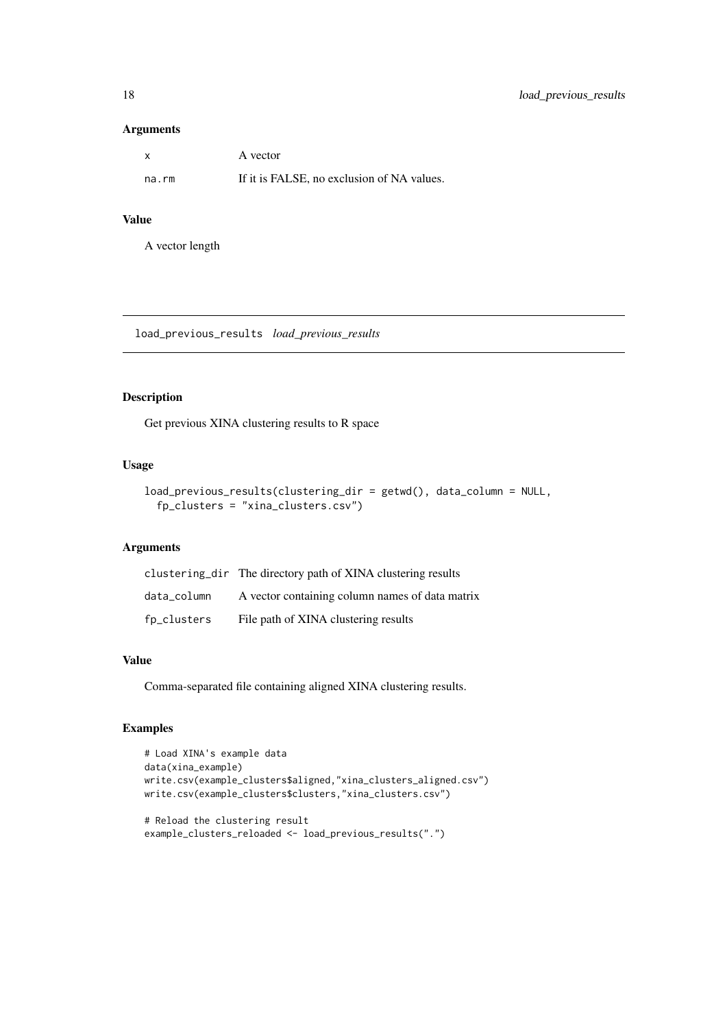### Arguments

| | |
|---|---|
| x | A vector |
| na.rm | If it is FALSE, no exclusion of NA values. |

### Value

A vector length

## load_previous_results *load_previous_results*

### Description

Get previous XINA clustering results to R space

### Usage

```
load_previous_results(clustering_dir = getwd(), data_column = NULL,
  fp_clusters = "xina_clusters.csv")
```

### Arguments

| | |
|---|---|
| clustering_dir | The directory path of XINA clustering results |
| data_column | A vector containing column names of data matrix |
| fp_clusters | File path of XINA clustering results |

### Value

Comma-separated file containing aligned XINA clustering results.

### Examples

```
# Load XINA's example data
data(xina_example)
write.csv(example_clusters$aligned,"xina_clusters_aligned.csv")
write.csv(example_clusters$clusters,"xina_clusters.csv")

# Reload the clustering result
example_clusters_reloaded <- load_previous_results(".")
```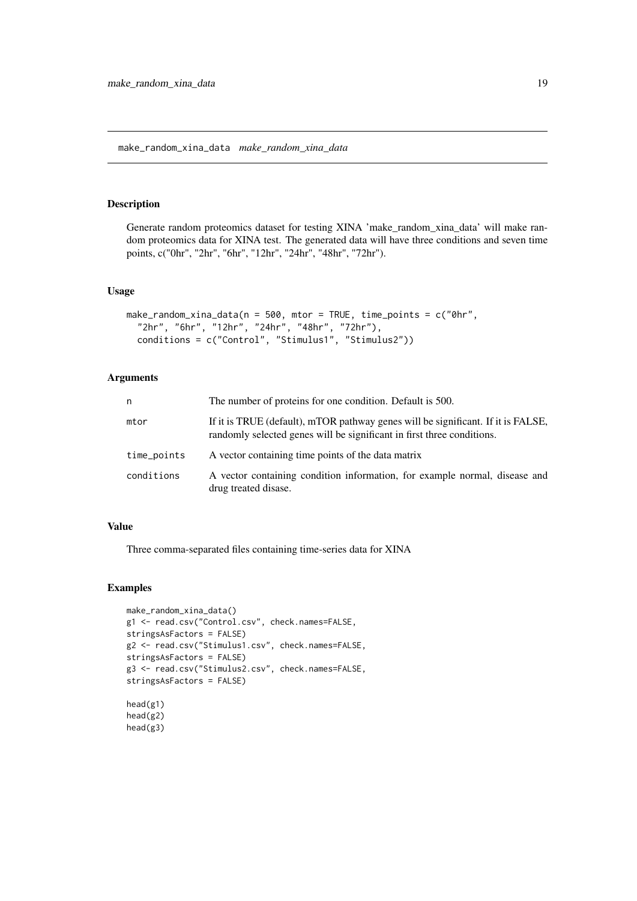## make_random_xina_data *make_random_xina_data*

### Description

Generate random proteomics dataset for testing XINA 'make_random_xina_data' will make random proteomics data for XINA test. The generated data will have three conditions and seven time points, c("0hr", "2hr", "6hr", "12hr", "24hr", "48hr", "72hr").

### Usage

```
make_random_xina_data(n = 500, mtor = TRUE, time_points = c("0hr",
  "2hr", "6hr", "12hr", "24hr", "48hr", "72hr"),
  conditions = c("Control", "Stimulus1", "Stimulus2"))
```

### Arguments

| | |
|---|---|
| n | The number of proteins for one condition. Default is 500. |
| mtor | If it is TRUE (default), mTOR pathway genes will be significant. If it is FALSE, randomly selected genes will be significant in first three conditions. |
| time_points | A vector containing time points of the data matrix |
| conditions | A vector containing condition information, for example normal, disease and drug treated disase. |

### Value

Three comma-separated files containing time-series data for XINA

### Examples

```
make_random_xina_data()
g1 <- read.csv("Control.csv", check.names=FALSE,
stringsAsFactors = FALSE)
g2 <- read.csv("Stimulus1.csv", check.names=FALSE,
stringsAsFactors = FALSE)
g3 <- read.csv("Stimulus2.csv", check.names=FALSE,
stringsAsFactors = FALSE)

head(g1)
head(g2)
head(g3)
```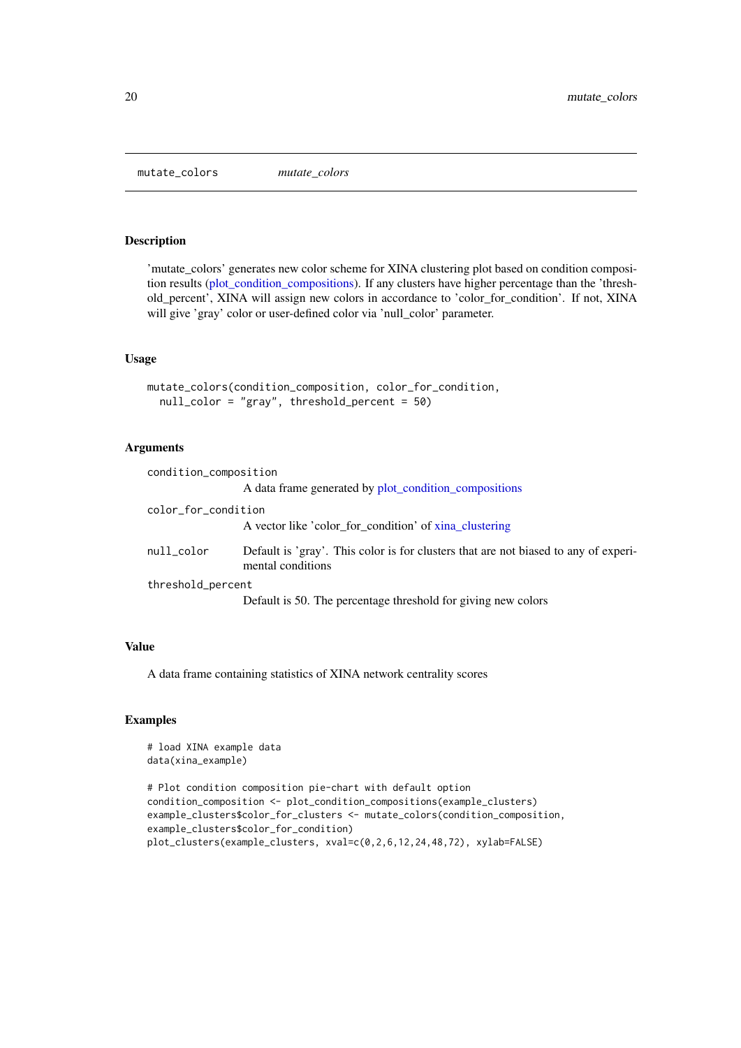# mutate_colors *mutate_colors*

## Description

'mutate_colors' generates new color scheme for XINA clustering plot based on condition composition results (plot_condition_compositions). If any clusters have higher percentage than the 'threshold_percent', XINA will assign new colors in accordance to 'color_for_condition'. If not, XINA will give 'gray' color or user-defined color via 'null_color' parameter.

## Usage

```
mutate_colors(condition_composition, color_for_condition,
  null_color = "gray", threshold_percent = 50)
```

## Arguments

| | |
|---|---|
| `condition_composition` | A data frame generated by plot_condition_compositions |
| `color_for_condition` | A vector like 'color_for_condition' of xina_clustering |
| `null_color` | Default is 'gray'. This color is for clusters that are not biased to any of experimental conditions |
| `threshold_percent` | Default is 50. The percentage threshold for giving new colors |

## Value

A data frame containing statistics of XINA network centrality scores

## Examples

```
# load XINA example data
data(xina_example)

# Plot condition composition pie-chart with default option
condition_composition <- plot_condition_compositions(example_clusters)
example_clusters$color_for_clusters <- mutate_colors(condition_composition,
example_clusters$color_for_condition)
plot_clusters(example_clusters, xval=c(0,2,6,12,24,48,72), xylab=FALSE)
```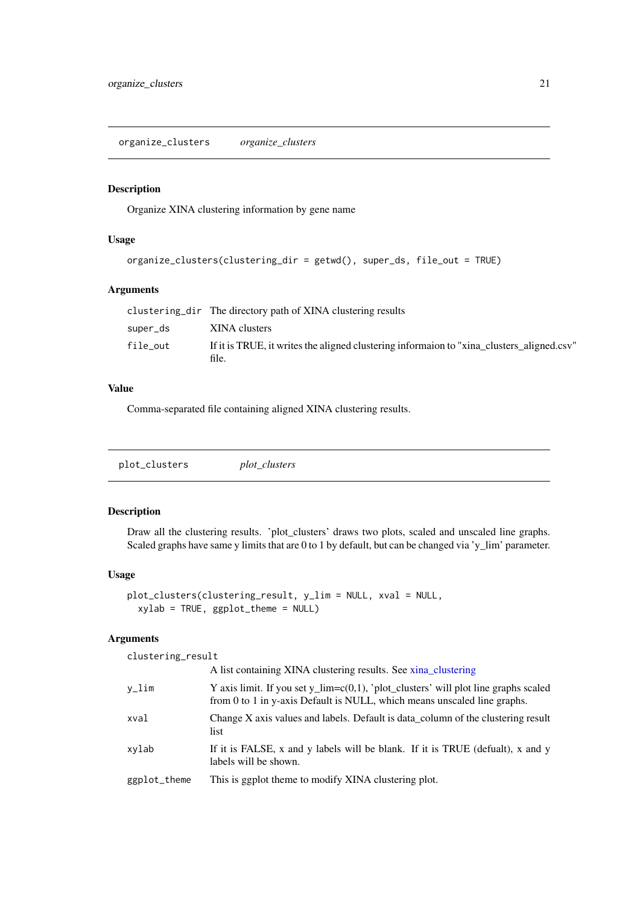## organize_clusters — *organize_clusters*

### Description

Organize XINA clustering information by gene name

### Usage

```
organize_clusters(clustering_dir = getwd(), super_ds, file_out = TRUE)
```

### Arguments

| | |
|---|---|
| `clustering_dir` | The directory path of XINA clustering results |
| `super_ds` | XINA clusters |
| `file_out` | If it is TRUE, it writes the aligned clustering informaion to "xina_clusters_aligned.csv" file. |

### Value

Comma-separated file containing aligned XINA clustering results.

## plot_clusters — *plot_clusters*

### Description

Draw all the clustering results. 'plot_clusters' draws two plots, scaled and unscaled line graphs. Scaled graphs have same y limits that are 0 to 1 by default, but can be changed via 'y_lim' parameter.

### Usage

```
plot_clusters(clustering_result, y_lim = NULL, xval = NULL,
  xylab = TRUE, ggplot_theme = NULL)
```

### Arguments

| | |
|---|---|
| `clustering_result` | A list containing XINA clustering results. See xina_clustering |
| `y_lim` | Y axis limit. If you set y_lim=c(0,1), 'plot_clusters' will plot line graphs scaled from 0 to 1 in y-axis Default is NULL, which means unscaled line graphs. |
| `xval` | Change X axis values and labels. Default is data_column of the clustering result list |
| `xylab` | If it is FALSE, x and y labels will be blank. If it is TRUE (defualt), x and y labels will be shown. |
| `ggplot_theme` | This is ggplot theme to modify XINA clustering plot. |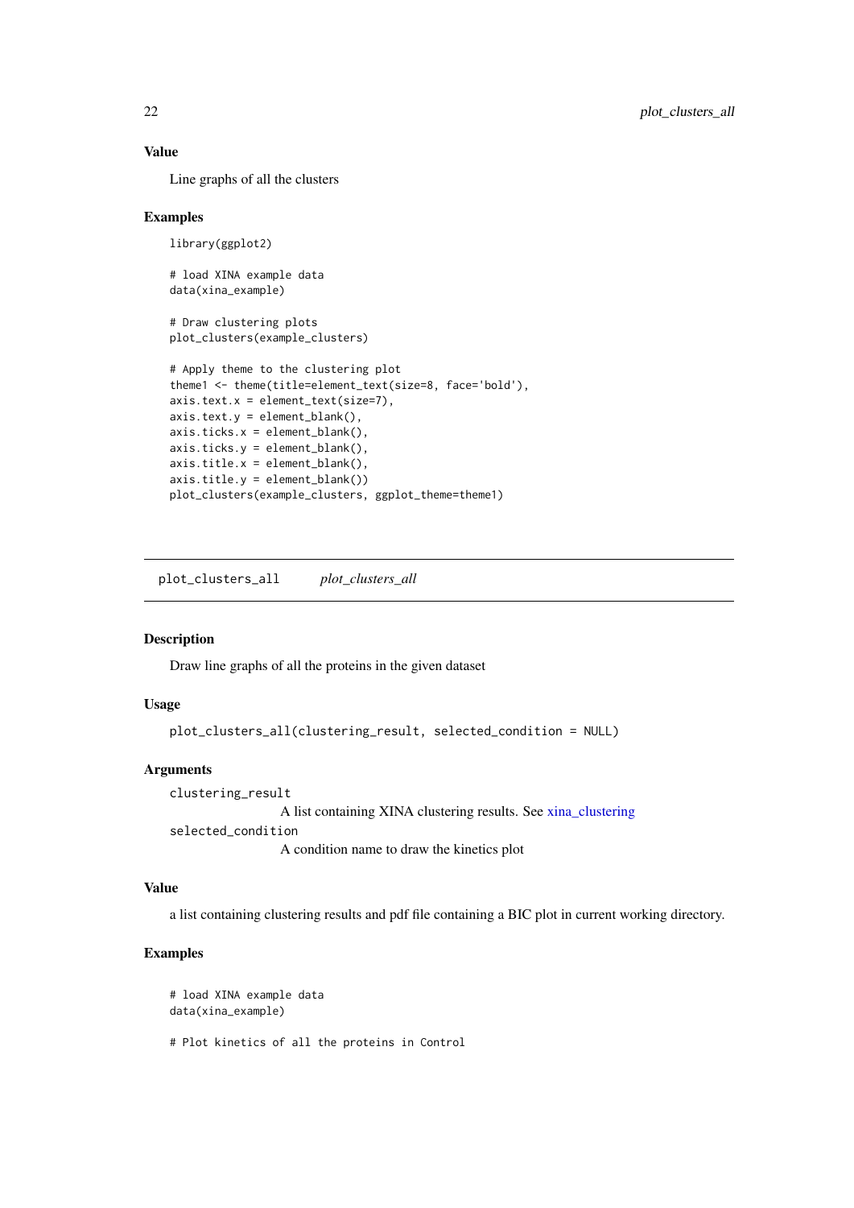### Value

Line graphs of all the clusters

### Examples

```
library(ggplot2)

# load XINA example data
data(xina_example)

# Draw clustering plots
plot_clusters(example_clusters)

# Apply theme to the clustering plot
theme1 <- theme(title=element_text(size=8, face='bold'),
axis.text.x = element_text(size=7),
axis.text.y = element_blank(),
axis.ticks.x = element_blank(),
axis.ticks.y = element_blank(),
axis.title.x = element_blank(),
axis.title.y = element_blank())
plot_clusters(example_clusters, ggplot_theme=theme1)
```

---

## plot_clusters_all &nbsp;&nbsp;&nbsp; *plot_clusters_all*

---

### Description

Draw line graphs of all the proteins in the given dataset

### Usage

```
plot_clusters_all(clustering_result, selected_condition = NULL)
```

### Arguments

`clustering_result`
: A list containing XINA clustering results. See xina_clustering

`selected_condition`
: A condition name to draw the kinetics plot

### Value

a list containing clustering results and pdf file containing a BIC plot in current working directory.

### Examples

```
# load XINA example data
data(xina_example)

# Plot kinetics of all the proteins in Control
```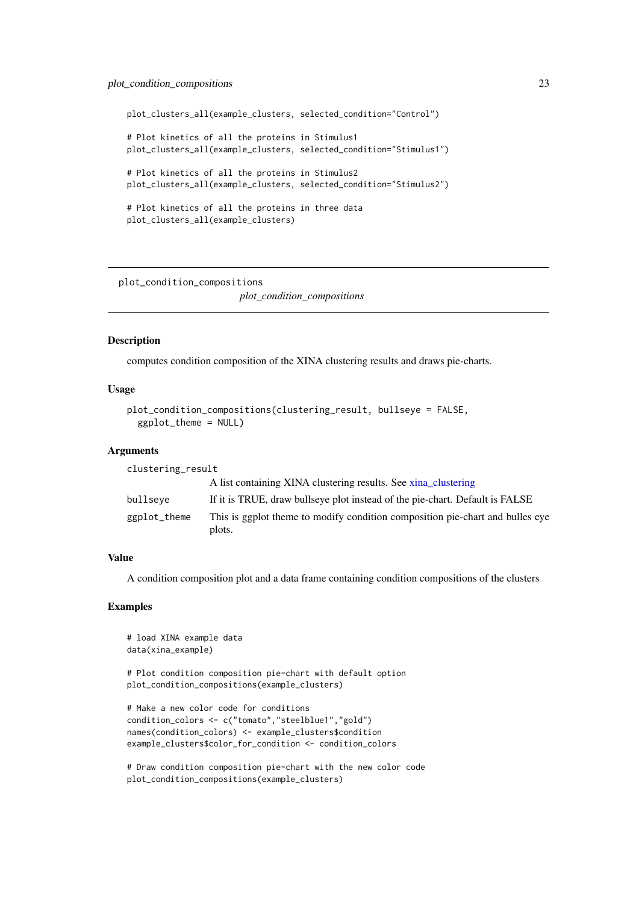```
plot_clusters_all(example_clusters, selected_condition="Control")

# Plot kinetics of all the proteins in Stimulus1
plot_clusters_all(example_clusters, selected_condition="Stimulus1")

# Plot kinetics of all the proteins in Stimulus2
plot_clusters_all(example_clusters, selected_condition="Stimulus2")

# Plot kinetics of all the proteins in three data
plot_clusters_all(example_clusters)
```

---

## plot_condition_compositions

*plot_condition_compositions*

---

### Description

computes condition composition of the XINA clustering results and draws pie-charts.

### Usage

```
plot_condition_compositions(clustering_result, bullseye = FALSE,
  ggplot_theme = NULL)
```

### Arguments

| | |
|---|---|
| `clustering_result` | A list containing XINA clustering results. See xina_clustering |
| `bullseye` | If it is TRUE, draw bullseye plot instead of the pie-chart. Default is FALSE |
| `ggplot_theme` | This is ggplot theme to modify condition composition pie-chart and bulles eye plots. |

### Value

A condition composition plot and a data frame containing condition compositions of the clusters

### Examples

```
# load XINA example data
data(xina_example)

# Plot condition composition pie-chart with default option
plot_condition_compositions(example_clusters)

# Make a new color code for conditions
condition_colors <- c("tomato","steelblue1","gold")
names(condition_colors) <- example_clusters$condition
example_clusters$color_for_condition <- condition_colors

# Draw condition composition pie-chart with the new color code
plot_condition_compositions(example_clusters)
```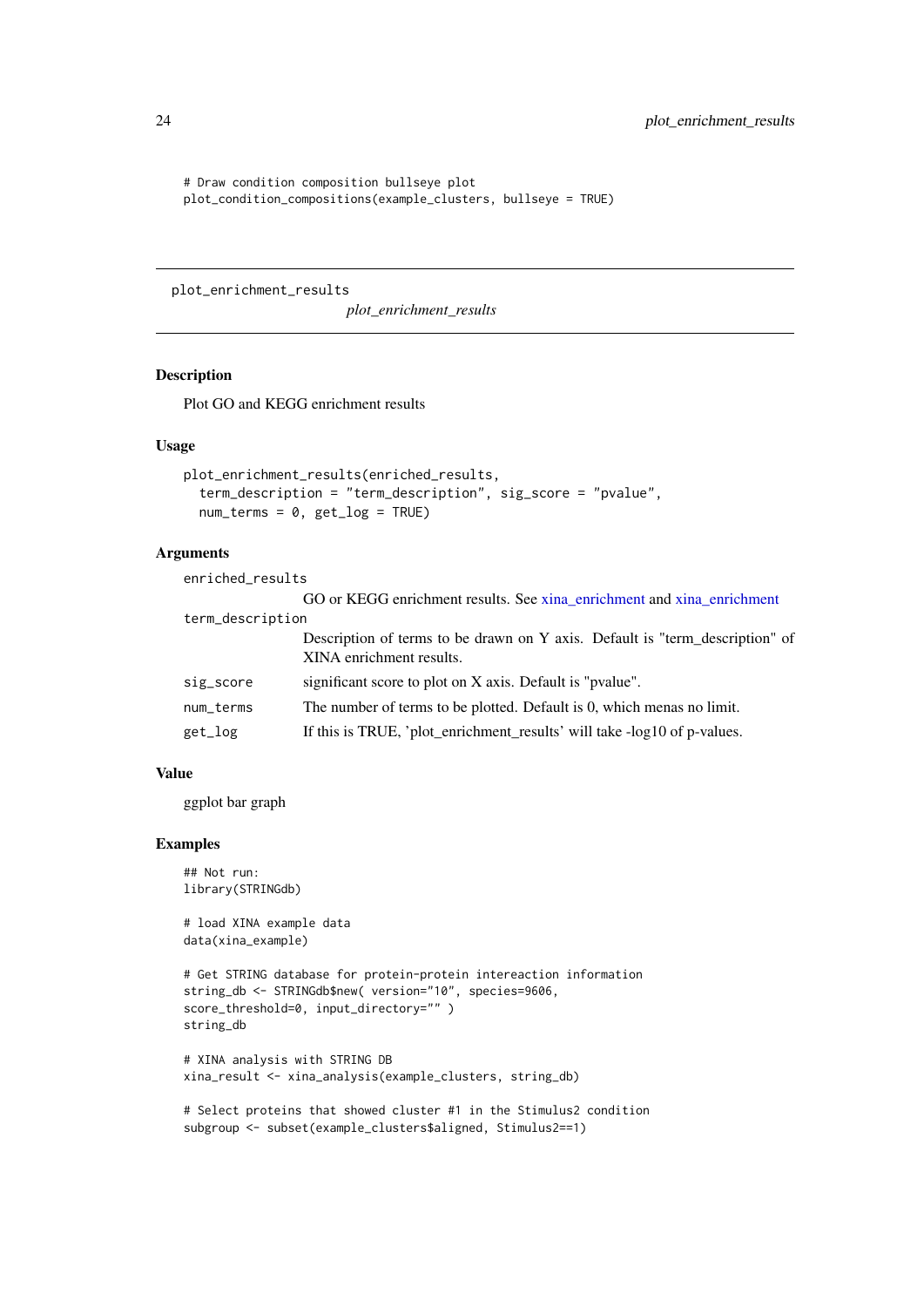```
# Draw condition composition bullseye plot
plot_condition_compositions(example_clusters, bullseye = TRUE)
```

---

## plot_enrichment_results

*plot_enrichment_results*

---

### Description

Plot GO and KEGG enrichment results

### Usage

```
plot_enrichment_results(enriched_results,
  term_description = "term_description", sig_score = "pvalue",
  num_terms = 0, get_log = TRUE)
```

### Arguments

| | |
|---|---|
| `enriched_results` | GO or KEGG enrichment results. See xina_enrichment and xina_enrichment |
| `term_description` | Description of terms to be drawn on Y axis. Default is "term_description" of XINA enrichment results. |
| `sig_score` | significant score to plot on X axis. Default is "pvalue". |
| `num_terms` | The number of terms to be plotted. Default is 0, which menas no limit. |
| `get_log` | If this is TRUE, 'plot_enrichment_results' will take -log10 of p-values. |

### Value

ggplot bar graph

### Examples

```
## Not run:
library(STRINGdb)

# load XINA example data
data(xina_example)

# Get STRING database for protein-protein intereaction information
string_db <- STRINGdb$new( version="10", species=9606,
score_threshold=0, input_directory="" )
string_db

# XINA analysis with STRING DB
xina_result <- xina_analysis(example_clusters, string_db)

# Select proteins that showed cluster #1 in the Stimulus2 condition
subgroup <- subset(example_clusters$aligned, Stimulus2==1)
```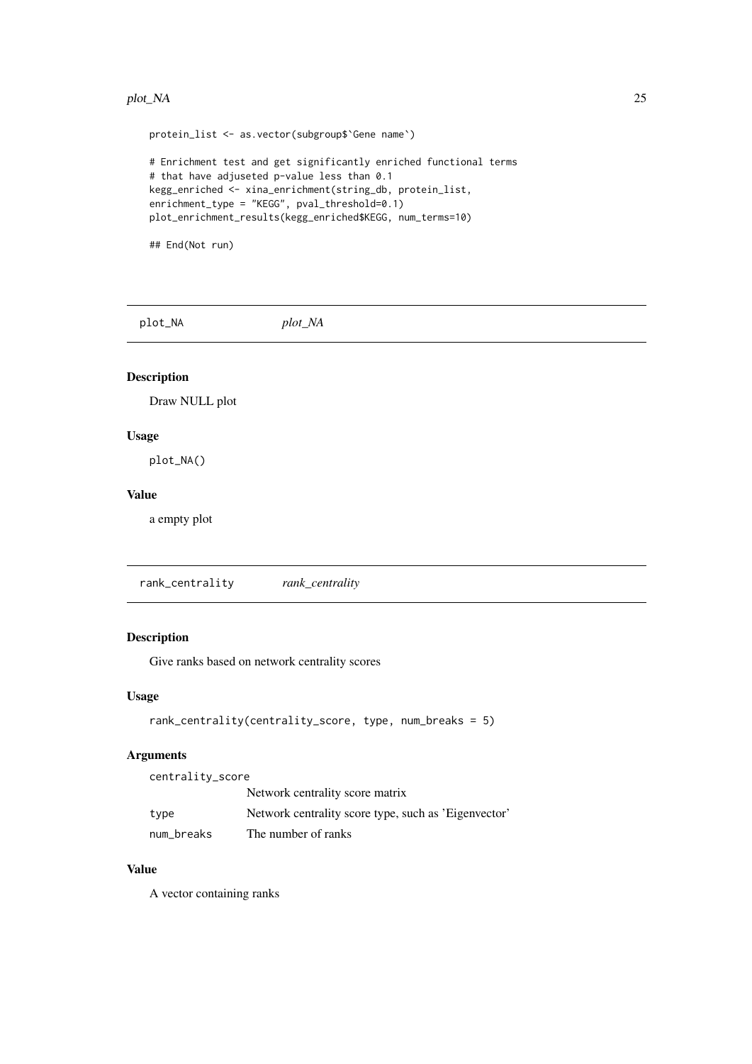```
protein_list <- as.vector(subgroup$`Gene name`)

# Enrichment test and get significantly enriched functional terms
# that have adjuseted p-value less than 0.1
kegg_enriched <- xina_enrichment(string_db, protein_list,
enrichment_type = "KEGG", pval_threshold=0.1)
plot_enrichment_results(kegg_enriched$KEGG, num_terms=10)

## End(Not run)
```

## plot_NA *plot_NA*

### Description

Draw NULL plot

### Usage

```
plot_NA()
```

### Value

a empty plot

## rank_centrality *rank_centrality*

### Description

Give ranks based on network centrality scores

### Usage

```
rank_centrality(centrality_score, type, num_breaks = 5)
```

### Arguments

| | |
|---|---|
| centrality_score | Network centrality score matrix |
| type | Network centrality score type, such as 'Eigenvector' |
| num_breaks | The number of ranks |

### Value

A vector containing ranks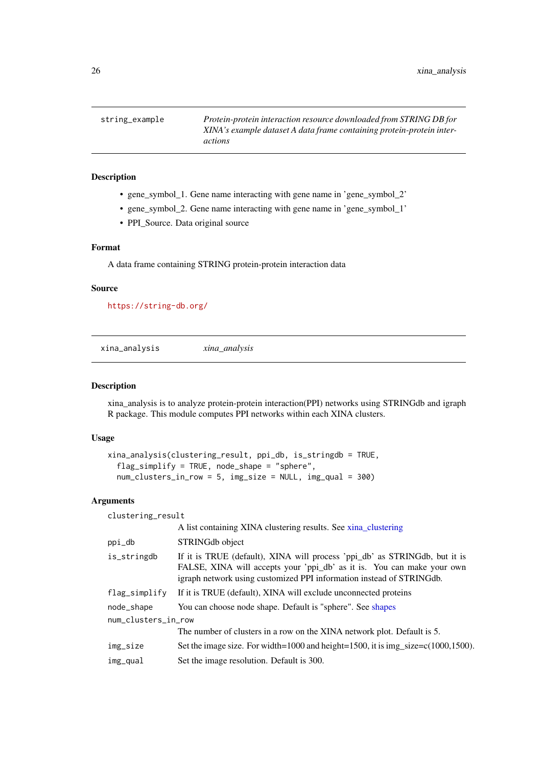`string_example` *Protein-protein interaction resource downloaded from STRING DB for XINA's example dataset A data frame containing protein-protein interactions*

### Description

- gene_symbol_1. Gene name interacting with gene name in 'gene_symbol_2'
- gene_symbol_2. Gene name interacting with gene name in 'gene_symbol_1'
- PPI_Source. Data original source

### Format

A data frame containing STRING protein-protein interaction data

### Source

https://string-db.org/

---

`xina_analysis` *xina_analysis*

### Description

xina_analysis is to analyze protein-protein interaction(PPI) networks using STRINGdb and igraph R package. This module computes PPI networks within each XINA clusters.

### Usage

```
xina_analysis(clustering_result, ppi_db, is_stringdb = TRUE,
  flag_simplify = TRUE, node_shape = "sphere",
  num_clusters_in_row = 5, img_size = NULL, img_qual = 300)
```

### Arguments

| | |
|---|---|
| `clustering_result` | A list containing XINA clustering results. See xina_clustering |
| `ppi_db` | STRINGdb object |
| `is_stringdb` | If it is TRUE (default), XINA will process 'ppi_db' as STRINGdb, but it is FALSE, XINA will accepts your 'ppi_db' as it is. You can make your own igraph network using customized PPI information instead of STRINGdb. |
| `flag_simplify` | If it is TRUE (default), XINA will exclude unconnected proteins |
| `node_shape` | You can choose node shape. Default is "sphere". See shapes |
| `num_clusters_in_row` | The number of clusters in a row on the XINA network plot. Default is 5. |
| `img_size` | Set the image size. For width=1000 and height=1500, it is img_size=c(1000,1500). |
| `img_qual` | Set the image resolution. Default is 300. |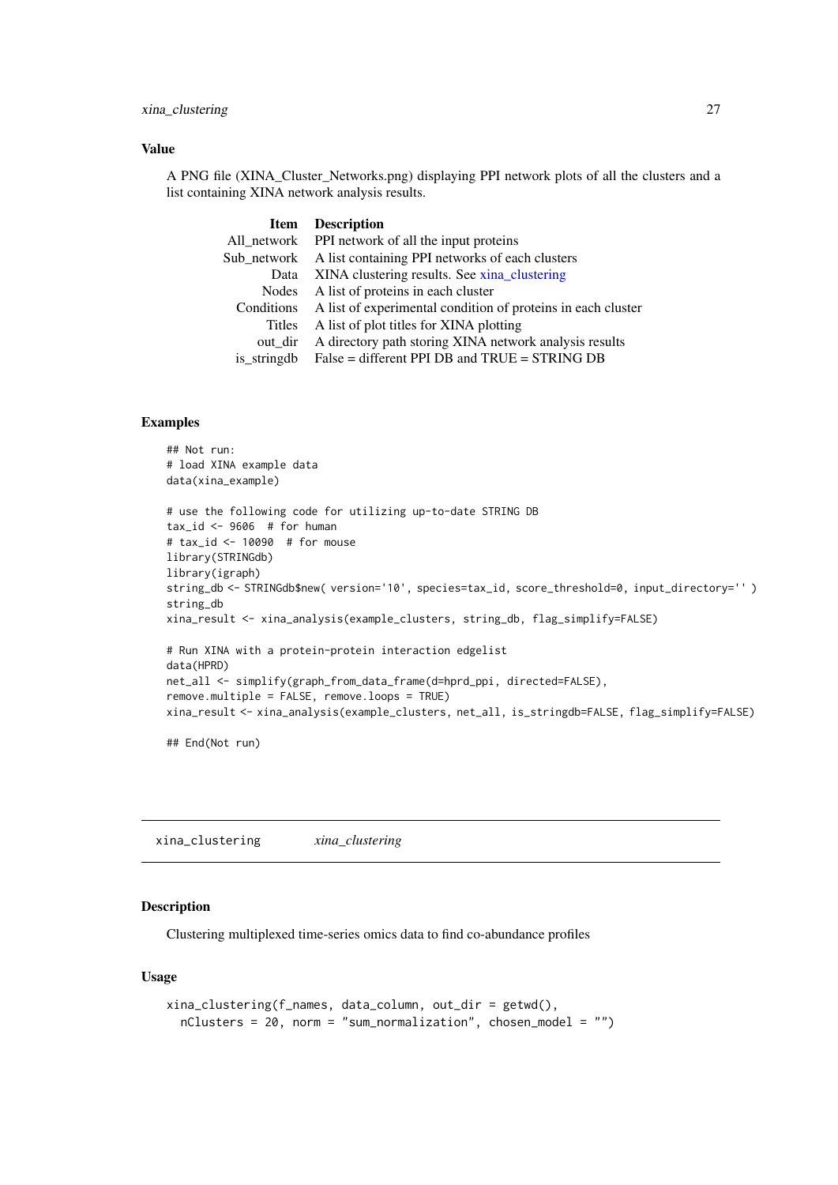### Value

A PNG file (XINA_Cluster_Networks.png) displaying PPI network plots of all the clusters and a list containing XINA network analysis results.

| Item | Description |
|---|---|
| All_network | PPI network of all the input proteins |
| Sub_network | A list containing PPI networks of each clusters |
| Data | XINA clustering results. See xina_clustering |
| Nodes | A list of proteins in each cluster |
| Conditions | A list of experimental condition of proteins in each cluster |
| Titles | A list of plot titles for XINA plotting |
| out_dir | A directory path storing XINA network analysis results |
| is_stringdb | False = different PPI DB and TRUE = STRING DB |

### Examples

```
## Not run:
# load XINA example data
data(xina_example)

# use the following code for utilizing up-to-date STRING DB
tax_id <- 9606  # for human
# tax_id <- 10090  # for mouse
library(STRINGdb)
library(igraph)
string_db <- STRINGdb$new( version='10', species=tax_id, score_threshold=0, input_directory='' )
string_db
xina_result <- xina_analysis(example_clusters, string_db, flag_simplify=FALSE)

# Run XINA with a protein-protein interaction edgelist
data(HPRD)
net_all <- simplify(graph_from_data_frame(d=hprd_ppi, directed=FALSE),
remove.multiple = FALSE, remove.loops = TRUE)
xina_result <- xina_analysis(example_clusters, net_all, is_stringdb=FALSE, flag_simplify=FALSE)

## End(Not run)
```

---

## xina_clustering *xina_clustering*

---

### Description

Clustering multiplexed time-series omics data to find co-abundance profiles

### Usage

```
xina_clustering(f_names, data_column, out_dir = getwd(),
  nClusters = 20, norm = "sum_normalization", chosen_model = "")
```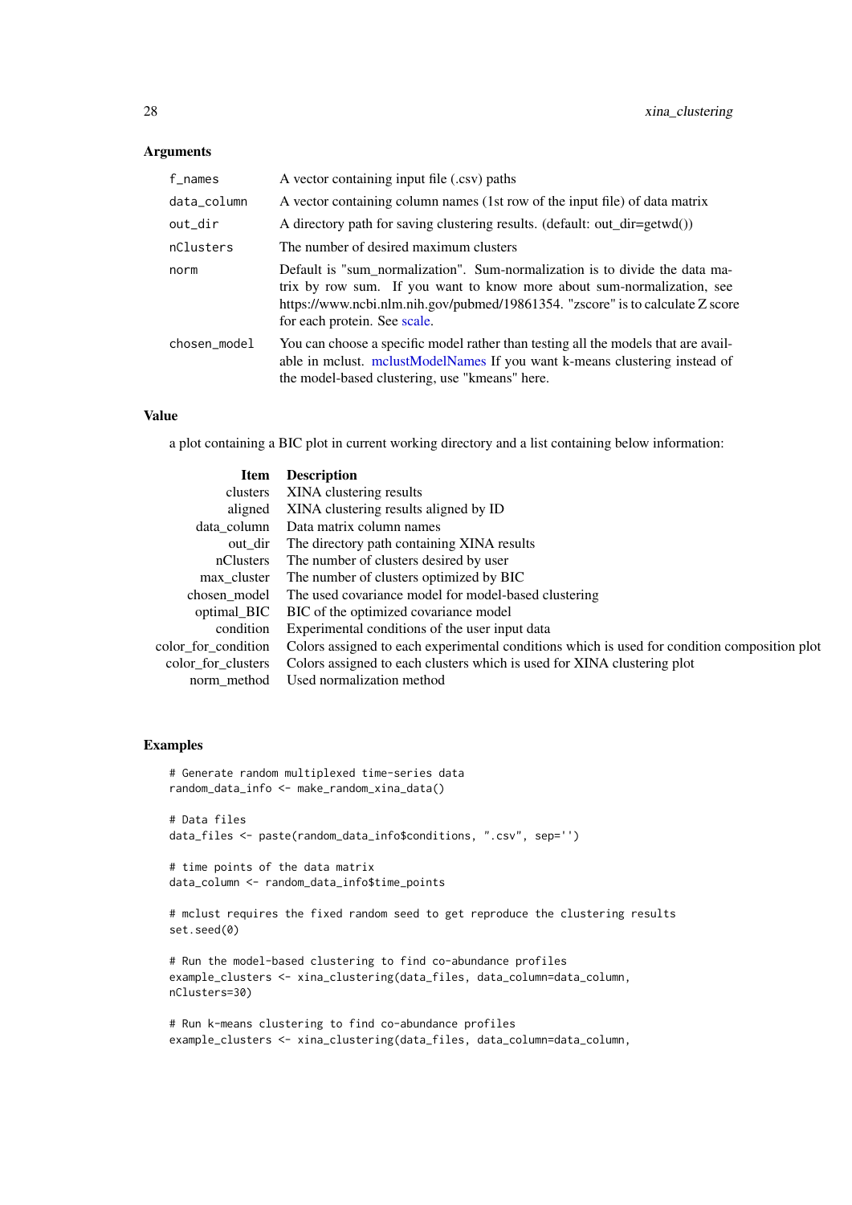### Arguments

| | |
|---|---|
| `f_names` | A vector containing input file (.csv) paths |
| `data_column` | A vector containing column names (1st row of the input file) of data matrix |
| `out_dir` | A directory path for saving clustering results. (default: out_dir=getwd()) |
| `nClusters` | The number of desired maximum clusters |
| `norm` | Default is "sum_normalization". Sum-normalization is to divide the data matrix by row sum. If you want to know more about sum-normalization, see https://www.ncbi.nlm.nih.gov/pubmed/19861354. "zscore" is to calculate Z score for each protein. See scale. |
| `chosen_model` | You can choose a specific model rather than testing all the models that are available in mclust. mclustModelNames If you want k-means clustering instead of the model-based clustering, use "kmeans" here. |

### Value

a plot containing a BIC plot in current working directory and a list containing below information:

| Item | Description |
|---:|---|
| clusters | XINA clustering results |
| aligned | XINA clustering results aligned by ID |
| data_column | Data matrix column names |
| out_dir | The directory path containing XINA results |
| nClusters | The number of clusters desired by user |
| max_cluster | The number of clusters optimized by BIC |
| chosen_model | The used covariance model for model-based clustering |
| optimal_BIC | BIC of the optimized covariance model |
| condition | Experimental conditions of the user input data |
| color_for_condition | Colors assigned to each experimental conditions which is used for condition composition plot |
| color_for_clusters | Colors assigned to each clusters which is used for XINA clustering plot |
| norm_method | Used normalization method |

### Examples

```
# Generate random multiplexed time-series data
random_data_info <- make_random_xina_data()

# Data files
data_files <- paste(random_data_info$conditions, ".csv", sep='')

# time points of the data matrix
data_column <- random_data_info$time_points

# mclust requires the fixed random seed to get reproduce the clustering results
set.seed(0)

# Run the model-based clustering to find co-abundance profiles
example_clusters <- xina_clustering(data_files, data_column=data_column,
nClusters=30)

# Run k-means clustering to find co-abundance profiles
example_clusters <- xina_clustering(data_files, data_column=data_column,
```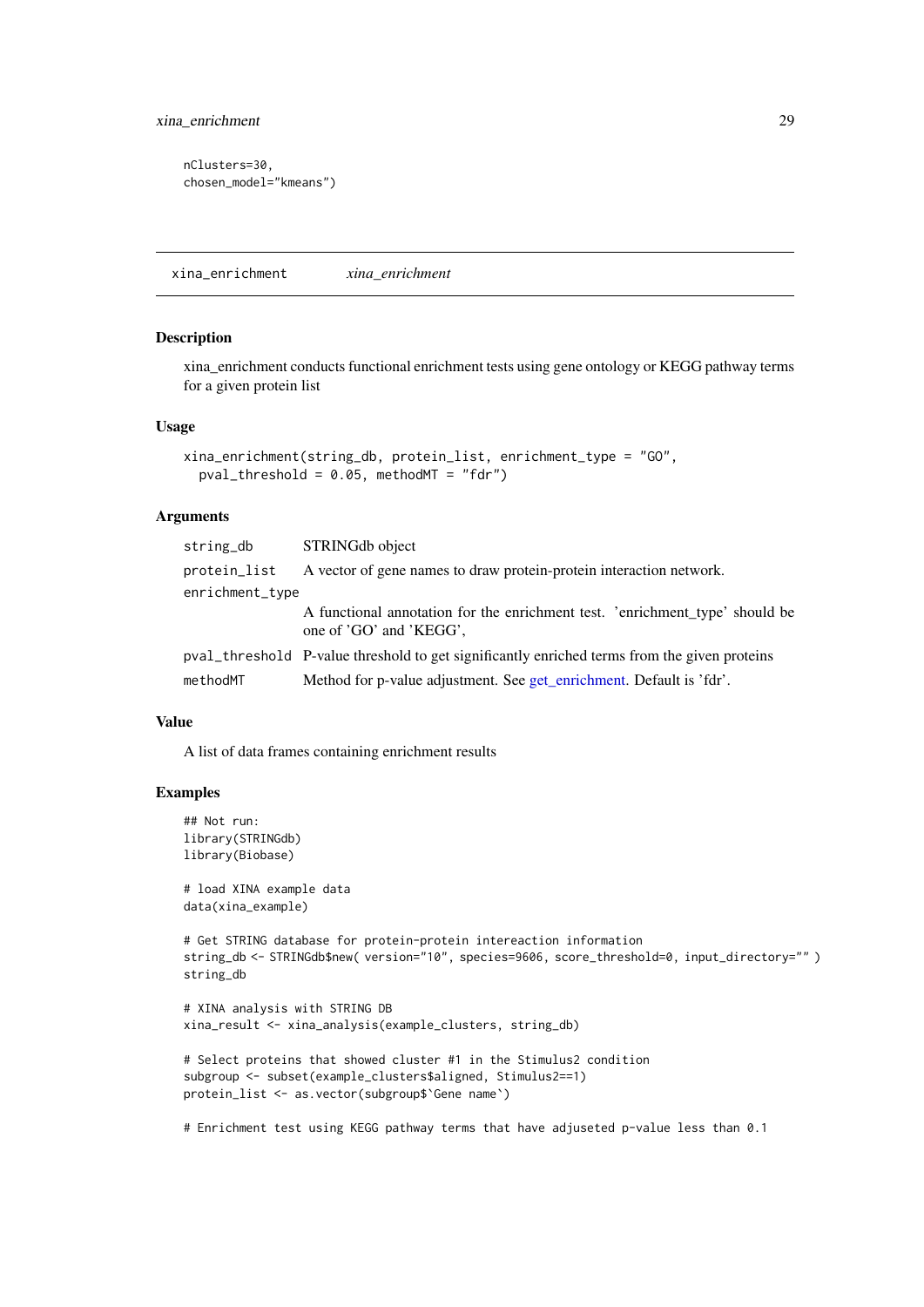```
nClusters=30,
chosen_model="kmeans")
```

## xina_enrichment    *xina_enrichment*

### Description

xina_enrichment conducts functional enrichment tests using gene ontology or KEGG pathway terms for a given protein list

### Usage

```
xina_enrichment(string_db, protein_list, enrichment_type = "GO",
  pval_threshold = 0.05, methodMT = "fdr")
```

### Arguments

| | |
|---|---|
| `string_db` | STRINGdb object |
| `protein_list` | A vector of gene names to draw protein-protein interaction network. |
| `enrichment_type` | A functional annotation for the enrichment test. 'enrichment_type' should be one of 'GO' and 'KEGG', |
| `pval_threshold` | P-value threshold to get significantly enriched terms from the given proteins |
| `methodMT` | Method for p-value adjustment. See get_enrichment. Default is 'fdr'. |

### Value

A list of data frames containing enrichment results

### Examples

```
## Not run:
library(STRINGdb)
library(Biobase)

# load XINA example data
data(xina_example)

# Get STRING database for protein-protein intereaction information
string_db <- STRINGdb$new( version="10", species=9606, score_threshold=0, input_directory="" )
string_db

# XINA analysis with STRING DB
xina_result <- xina_analysis(example_clusters, string_db)

# Select proteins that showed cluster #1 in the Stimulus2 condition
subgroup <- subset(example_clusters$aligned, Stimulus2==1)
protein_list <- as.vector(subgroup$`Gene name`)

# Enrichment test using KEGG pathway terms that have adjuseted p-value less than 0.1
```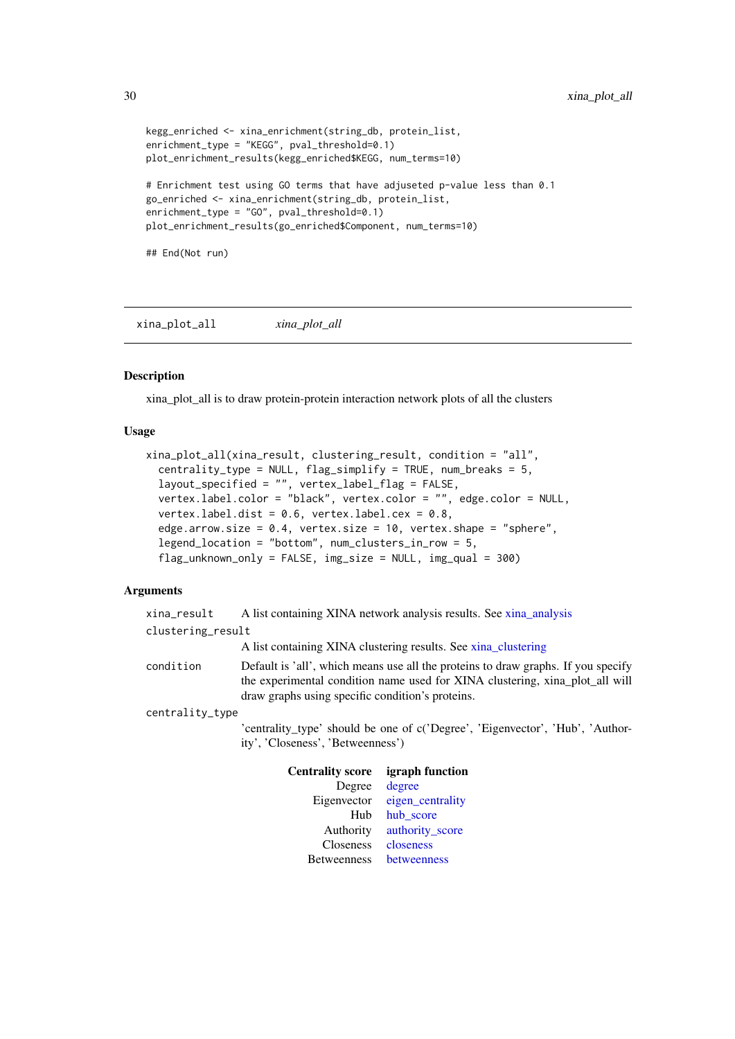```
kegg_enriched <- xina_enrichment(string_db, protein_list,
enrichment_type = "KEGG", pval_threshold=0.1)
plot_enrichment_results(kegg_enriched$KEGG, num_terms=10)

# Enrichment test using GO terms that have adjuseted p-value less than 0.1
go_enriched <- xina_enrichment(string_db, protein_list,
enrichment_type = "GO", pval_threshold=0.1)
plot_enrichment_results(go_enriched$Component, num_terms=10)

## End(Not run)
```

---

## xina_plot_all *xina_plot_all*

---

### Description

xina_plot_all is to draw protein-protein interaction network plots of all the clusters

### Usage

```
xina_plot_all(xina_result, clustering_result, condition = "all",
  centrality_type = NULL, flag_simplify = TRUE, num_breaks = 5,
  layout_specified = "", vertex_label_flag = FALSE,
  vertex.label.color = "black", vertex.color = "", edge.color = NULL,
  vertex.label.dist = 0.6, vertex.label.cex = 0.8,
  edge.arrow.size = 0.4, vertex.size = 10, vertex.shape = "sphere",
  legend_location = "bottom", num_clusters_in_row = 5,
  flag_unknown_only = FALSE, img_size = NULL, img_qual = 300)
```

### Arguments

`xina_result` A list containing XINA network analysis results. See xina_analysis

`clustering_result`
A list containing XINA clustering results. See xina_clustering

`condition` Default is 'all', which means use all the proteins to draw graphs. If you specify the experimental condition name used for XINA clustering, xina_plot_all will draw graphs using specific condition's proteins.

`centrality_type`
'centrality_type' should be one of c('Degree', 'Eigenvector', 'Hub', 'Authority', 'Closeness', 'Betweenness')

| Centrality score | igraph function |
|---|---|
| Degree | degree |
| Eigenvector | eigen_centrality |
| Hub | hub_score |
| Authority | authority_score |
| Closeness | closeness |
| Betweenness | betweenness |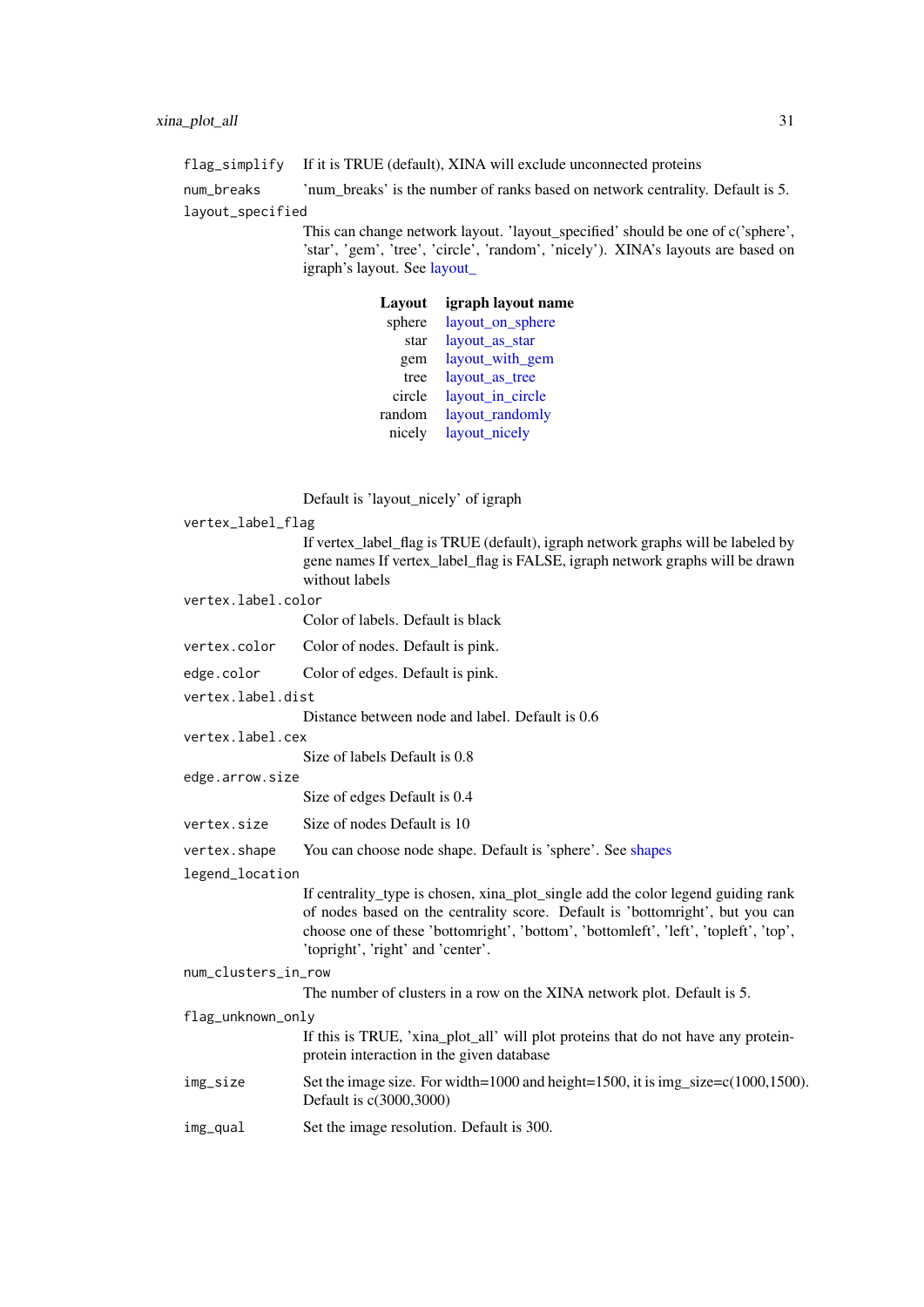`flag_simplify` If it is TRUE (default), XINA will exclude unconnected proteins

`num_breaks` 'num_breaks' is the number of ranks based on network centrality. Default is 5.

`layout_specified`
This can change network layout. 'layout_specified' should be one of c('sphere', 'star', 'gem', 'tree', 'circle', 'random', 'nicely'). XINA's layouts are based on igraph's layout. See layout_

| Layout | igraph layout name |
|---|---|
| sphere | layout_on_sphere |
| star | layout_as_star |
| gem | layout_with_gem |
| tree | layout_as_tree |
| circle | layout_in_circle |
| random | layout_randomly |
| nicely | layout_nicely |

Default is 'layout_nicely' of igraph

`vertex_label_flag`
If vertex_label_flag is TRUE (default), igraph network graphs will be labeled by gene names If vertex_label_flag is FALSE, igraph network graphs will be drawn without labels

`vertex.label.color`
Color of labels. Default is black

`vertex.color` Color of nodes. Default is pink.

`edge.color` Color of edges. Default is pink.

`vertex.label.dist`
Distance between node and label. Default is 0.6

`vertex.label.cex`
Size of labels Default is 0.8

`edge.arrow.size`
Size of edges Default is 0.4

`vertex.size` Size of nodes Default is 10

`vertex.shape` You can choose node shape. Default is 'sphere'. See shapes

`legend_location`
If centrality_type is chosen, xina_plot_single add the color legend guiding rank of nodes based on the centrality score. Default is 'bottomright', but you can choose one of these 'bottomright', 'bottom', 'bottomleft', 'left', 'topleft', 'top', 'topright', 'right' and 'center'.

`num_clusters_in_row`
The number of clusters in a row on the XINA network plot. Default is 5.

`flag_unknown_only`
If this is TRUE, 'xina_plot_all' will plot proteins that do not have any protein-protein interaction in the given database

`img_size` Set the image size. For width=1000 and height=1500, it is img_size=c(1000,1500). Default is c(3000,3000)

`img_qual` Set the image resolution. Default is 300.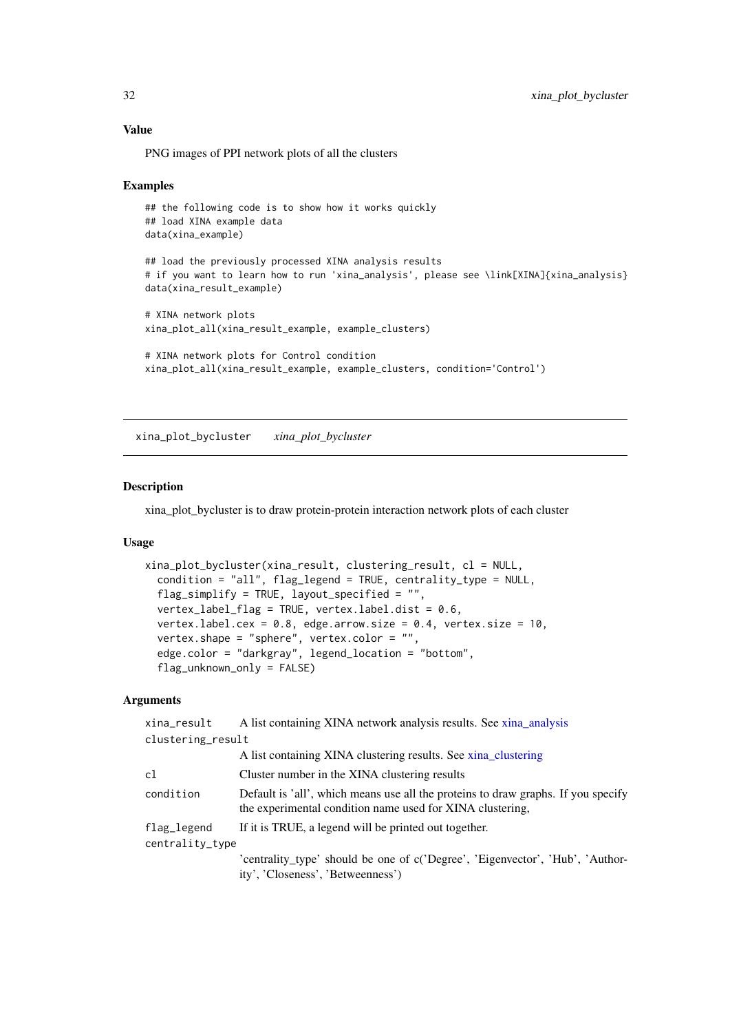### Value

PNG images of PPI network plots of all the clusters

### Examples

```
## the following code is to show how it works quickly
## load XINA example data
data(xina_example)

## load the previously processed XINA analysis results
# if you want to learn how to run 'xina_analysis', please see \link[XINA]{xina_analysis}
data(xina_result_example)

# XINA network plots
xina_plot_all(xina_result_example, example_clusters)

# XINA network plots for Control condition
xina_plot_all(xina_result_example, example_clusters, condition='Control')
```

---

## xina_plot_bycluster *xina_plot_bycluster*

---

### Description

xina_plot_bycluster is to draw protein-protein interaction network plots of each cluster

### Usage

```
xina_plot_bycluster(xina_result, clustering_result, cl = NULL,
  condition = "all", flag_legend = TRUE, centrality_type = NULL,
  flag_simplify = TRUE, layout_specified = "",
  vertex_label_flag = TRUE, vertex.label.dist = 0.6,
  vertex.label.cex = 0.8, edge.arrow.size = 0.4, vertex.size = 10,
  vertex.shape = "sphere", vertex.color = "",
  edge.color = "darkgray", legend_location = "bottom",
  flag_unknown_only = FALSE)
```

### Arguments

| | |
|---|---|
| `xina_result` | A list containing XINA network analysis results. See xina_analysis |
| `clustering_result` | A list containing XINA clustering results. See xina_clustering |
| `cl` | Cluster number in the XINA clustering results |
| `condition` | Default is 'all', which means use all the proteins to draw graphs. If you specify the experimental condition name used for XINA clustering, |
| `flag_legend` | If it is TRUE, a legend will be printed out together. |
| `centrality_type` | 'centrality_type' should be one of c('Degree', 'Eigenvector', 'Hub', 'Authority', 'Closeness', 'Betweenness') |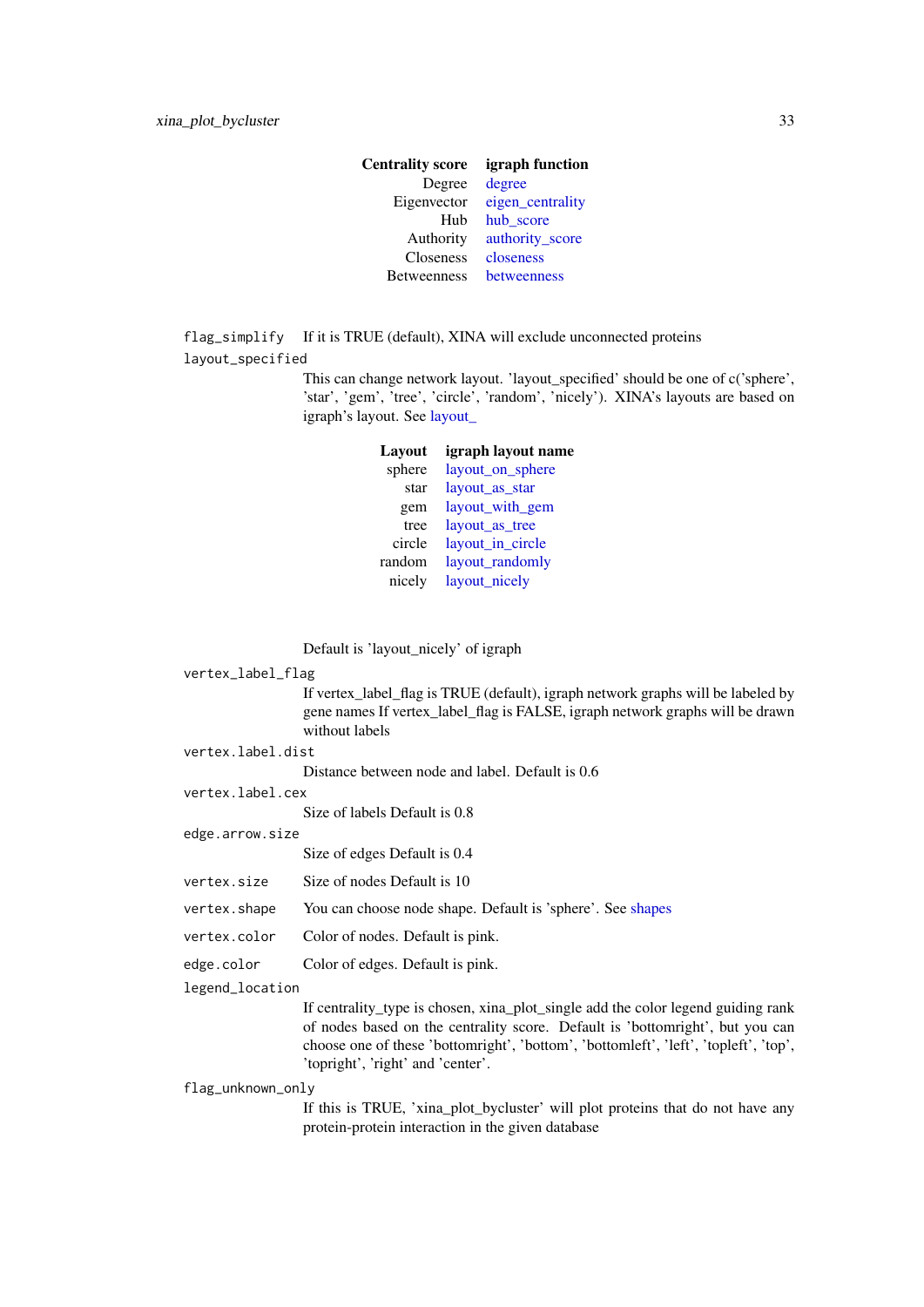| Centrality score | igraph function |
|---|---|
| Degree | degree |
| Eigenvector | eigen_centrality |
| Hub | hub_score |
| Authority | authority_score |
| Closeness | closeness |
| Betweenness | betweenness |

`flag_simplify` If it is TRUE (default), XINA will exclude unconnected proteins

`layout_specified`
: This can change network layout. 'layout_specified' should be one of c('sphere', 'star', 'gem', 'tree', 'circle', 'random', 'nicely'). XINA's layouts are based on igraph's layout. See layout_

| Layout | igraph layout name |
|---|---|
| sphere | layout_on_sphere |
| star | layout_as_star |
| gem | layout_with_gem |
| tree | layout_as_tree |
| circle | layout_in_circle |
| random | layout_randomly |
| nicely | layout_nicely |

Default is 'layout_nicely' of igraph

`vertex_label_flag`
: If vertex_label_flag is TRUE (default), igraph network graphs will be labeled by gene names If vertex_label_flag is FALSE, igraph network graphs will be drawn without labels

`vertex.label.dist`
: Distance between node and label. Default is 0.6

`vertex.label.cex`
: Size of labels Default is 0.8

`edge.arrow.size`
: Size of edges Default is 0.4

`vertex.size` Size of nodes Default is 10

`vertex.shape` You can choose node shape. Default is 'sphere'. See shapes

`vertex.color` Color of nodes. Default is pink.

`edge.color` Color of edges. Default is pink.

`legend_location`
: If centrality_type is chosen, xina_plot_single add the color legend guiding rank of nodes based on the centrality score. Default is 'bottomright', but you can choose one of these 'bottomright', 'bottom', 'bottomleft', 'left', 'topleft', 'top', 'topright', 'right' and 'center'.

`flag_unknown_only`
: If this is TRUE, 'xina_plot_bycluster' will plot proteins that do not have any protein-protein interaction in the given database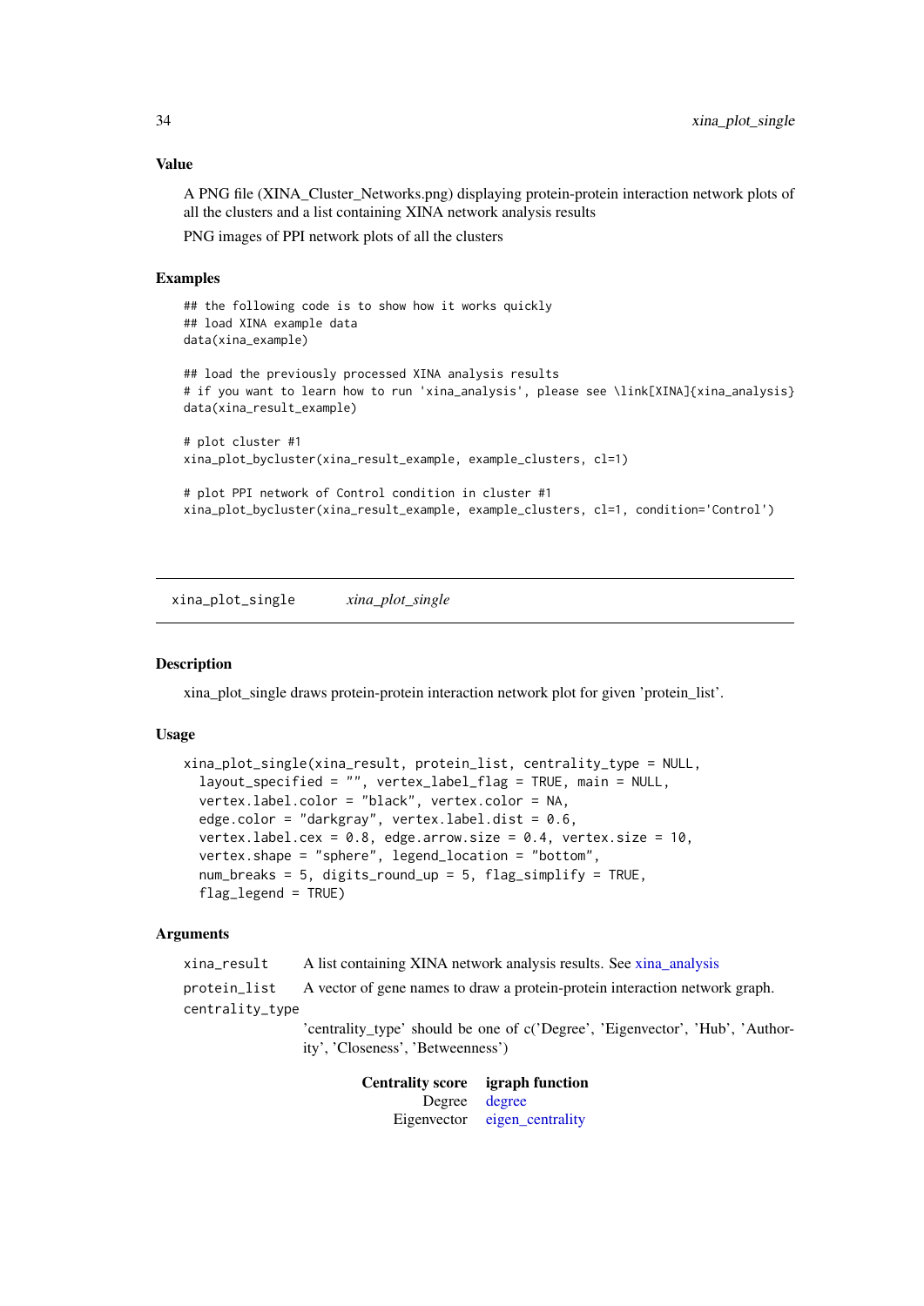## Value

A PNG file (XINA_Cluster_Networks.png) displaying protein-protein interaction network plots of all the clusters and a list containing XINA network analysis results

PNG images of PPI network plots of all the clusters

## Examples

```
## the following code is to show how it works quickly
## load XINA example data
data(xina_example)

## load the previously processed XINA analysis results
# if you want to learn how to run 'xina_analysis', please see \link[XINA]{xina_analysis}
data(xina_result_example)

# plot cluster #1
xina_plot_bycluster(xina_result_example, example_clusters, cl=1)

# plot PPI network of Control condition in cluster #1
xina_plot_bycluster(xina_result_example, example_clusters, cl=1, condition='Control')
```

---

# xina_plot_single    *xina_plot_single*

---

## Description

xina_plot_single draws protein-protein interaction network plot for given 'protein_list'.

## Usage

```
xina_plot_single(xina_result, protein_list, centrality_type = NULL,
  layout_specified = "", vertex_label_flag = TRUE, main = NULL,
  vertex.label.color = "black", vertex.color = NA,
  edge.color = "darkgray", vertex.label.dist = 0.6,
  vertex.label.cex = 0.8, edge.arrow.size = 0.4, vertex.size = 10,
  vertex.shape = "sphere", legend_location = "bottom",
  num_breaks = 5, digits_round_up = 5, flag_simplify = TRUE,
  flag_legend = TRUE)
```

## Arguments

`xina_result` A list containing XINA network analysis results. See xina_analysis

`protein_list` A vector of gene names to draw a protein-protein interaction network graph.

`centrality_type`
'centrality_type' should be one of c('Degree', 'Eigenvector', 'Hub', 'Authority', 'Closeness', 'Betweenness')

| Centrality score | igraph function |
|---|---|
| Degree | degree |
| Eigenvector | eigen_centrality |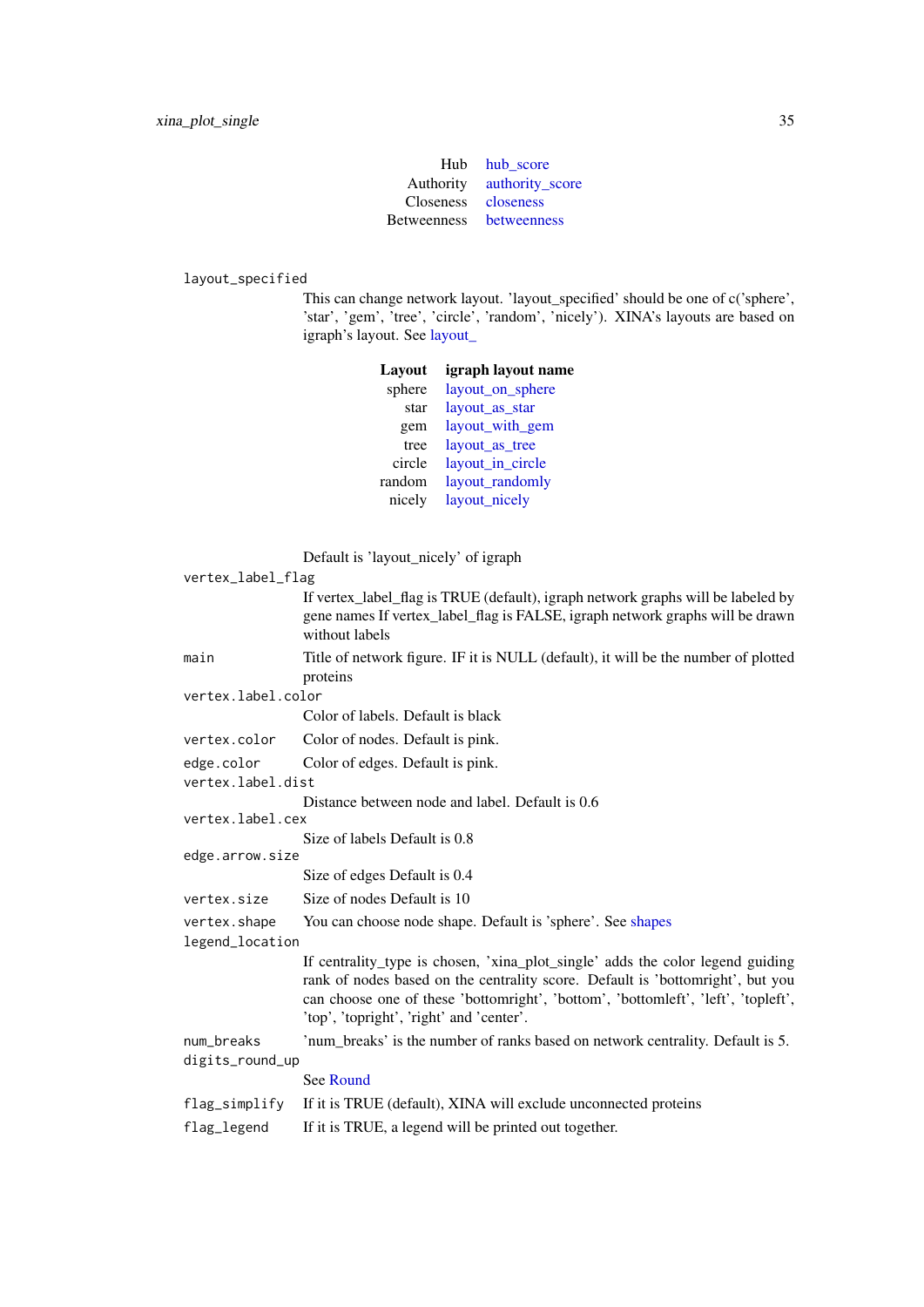| | |
|---|---|
| Hub | hub_score |
| Authority | authority_score |
| Closeness | closeness |
| Betweenness | betweenness |

`layout_specified`
: This can change network layout. 'layout_specified' should be one of c('sphere', 'star', 'gem', 'tree', 'circle', 'random', 'nicely'). XINA's layouts are based on igraph's layout. See layout_

| Layout | igraph layout name |
|---|---|
| sphere | layout_on_sphere |
| star | layout_as_star |
| gem | layout_with_gem |
| tree | layout_as_tree |
| circle | layout_in_circle |
| random | layout_randomly |
| nicely | layout_nicely |

Default is 'layout_nicely' of igraph

`vertex_label_flag`
: If vertex_label_flag is TRUE (default), igraph network graphs will be labeled by gene names If vertex_label_flag is FALSE, igraph network graphs will be drawn without labels

`main`
: Title of network figure. IF it is NULL (default), it will be the number of plotted proteins

`vertex.label.color`
: Color of labels. Default is black

`vertex.color`
: Color of nodes. Default is pink.

`edge.color`
: Color of edges. Default is pink.

`vertex.label.dist`
: Distance between node and label. Default is 0.6

`vertex.label.cex`
: Size of labels Default is 0.8

`edge.arrow.size`
: Size of edges Default is 0.4

`vertex.size`
: Size of nodes Default is 10

`vertex.shape`
: You can choose node shape. Default is 'sphere'. See shapes

`legend_location`
: If centrality_type is chosen, 'xina_plot_single' adds the color legend guiding rank of nodes based on the centrality score. Default is 'bottomright', but you can choose one of these 'bottomright', 'bottom', 'bottomleft', 'left', 'topleft', 'top', 'topright', 'right' and 'center'.

`num_breaks`
: 'num_breaks' is the number of ranks based on network centrality. Default is 5.

`digits_round_up`
: See Round

`flag_simplify`
: If it is TRUE (default), XINA will exclude unconnected proteins

`flag_legend`
: If it is TRUE, a legend will be printed out together.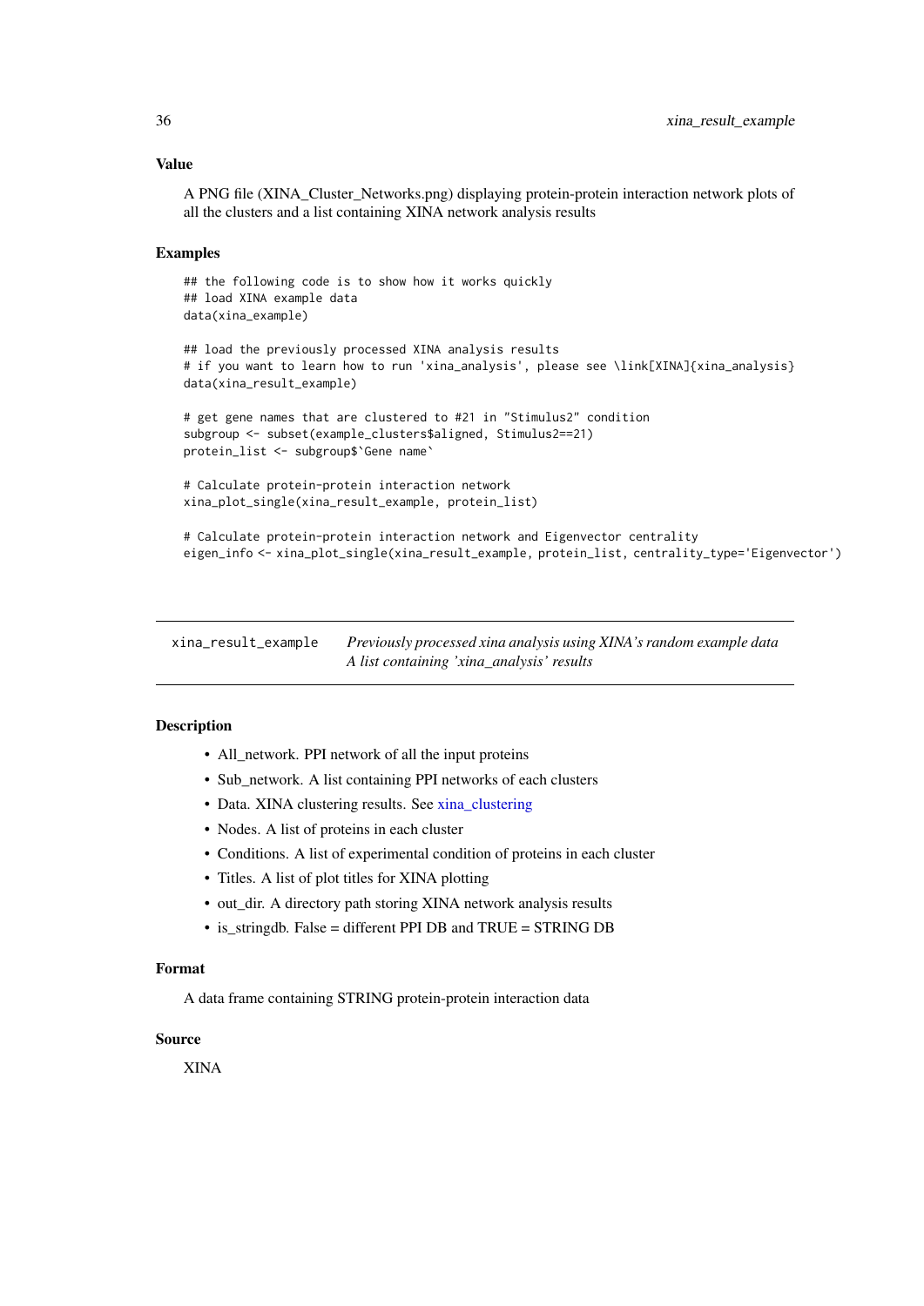### Value

A PNG file (XINA_Cluster_Networks.png) displaying protein-protein interaction network plots of all the clusters and a list containing XINA network analysis results

### Examples

```
## the following code is to show how it works quickly
## load XINA example data
data(xina_example)

## load the previously processed XINA analysis results
# if you want to learn how to run 'xina_analysis', please see \link[XINA]{xina_analysis}
data(xina_result_example)

# get gene names that are clustered to #21 in "Stimulus2" condition
subgroup <- subset(example_clusters$aligned, Stimulus2==21)
protein_list <- subgroup$`Gene name`

# Calculate protein-protein interaction network
xina_plot_single(xina_result_example, protein_list)

# Calculate protein-protein interaction network and Eigenvector centrality
eigen_info <- xina_plot_single(xina_result_example, protein_list, centrality_type='Eigenvector')
```

---

## xina_result_example — *Previously processed xina analysis using XINA's random example data A list containing 'xina_analysis' results*

---

### Description

- All_network. PPI network of all the input proteins
- Sub_network. A list containing PPI networks of each clusters
- Data. XINA clustering results. See xina_clustering
- Nodes. A list of proteins in each cluster
- Conditions. A list of experimental condition of proteins in each cluster
- Titles. A list of plot titles for XINA plotting
- out_dir. A directory path storing XINA network analysis results
- is_stringdb. False = different PPI DB and TRUE = STRING DB

### Format

A data frame containing STRING protein-protein interaction data

### Source

XINA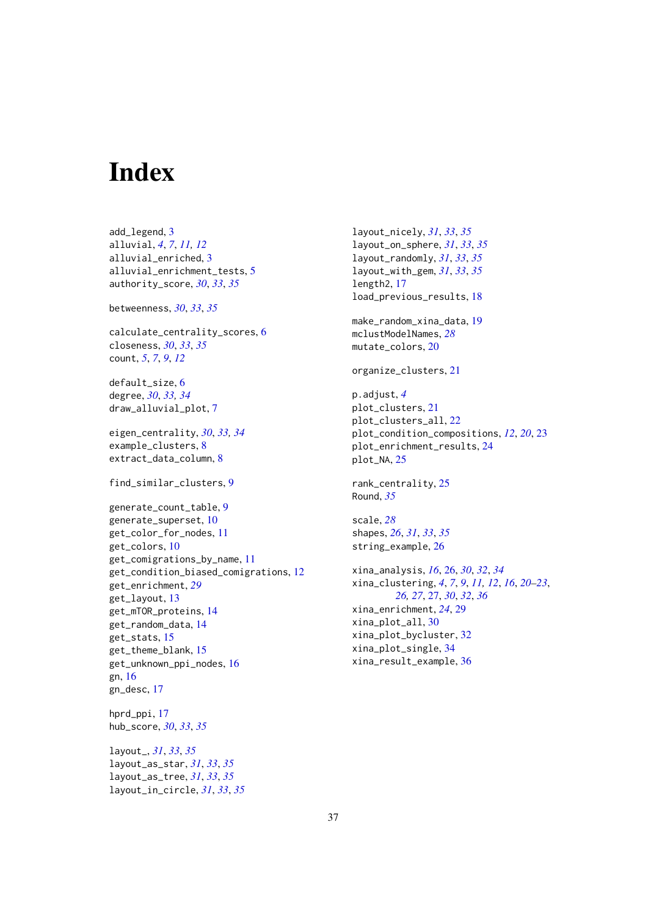# Index

add_legend, 3
alluvial, *4*, *7*, *11*, *12*
alluvial_enriched, 3
alluvial_enrichment_tests, 5
authority_score, *30*, *33*, *35*

betweenness, *30*, *33*, *35*

calculate_centrality_scores, 6
closeness, *30*, *33*, *35*
count, *5*, *7*, *9*, *12*

default_size, 6
degree, *30*, *33*, *34*
draw_alluvial_plot, 7

eigen_centrality, *30*, *33*, *34*
example_clusters, 8
extract_data_column, 8

find_similar_clusters, 9

generate_count_table, 9
generate_superset, 10
get_color_for_nodes, 11
get_colors, 10
get_comigrations_by_name, 11
get_condition_biased_comigrations, 12
get_enrichment, *29*
get_layout, 13
get_mTOR_proteins, 14
get_random_data, 14
get_stats, 15
get_theme_blank, 15
get_unknown_ppi_nodes, 16
gn, 16
gn_desc, 17

hprd_ppi, 17
hub_score, *30*, *33*, *35*

layout_, *31*, *33*, *35*
layout_as_star, *31*, *33*, *35*
layout_as_tree, *31*, *33*, *35*
layout_in_circle, *31*, *33*, *35*
layout_nicely, *31*, *33*, *35*
layout_on_sphere, *31*, *33*, *35*
layout_randomly, *31*, *33*, *35*
layout_with_gem, *31*, *33*, *35*
length2, 17
load_previous_results, 18

make_random_xina_data, 19
mclustModelNames, *28*
mutate_colors, 20

organize_clusters, 21

p.adjust, *4*
plot_clusters, 21
plot_clusters_all, 22
plot_condition_compositions, *12*, *20*, 23
plot_enrichment_results, 24
plot_NA, 25

rank_centrality, 25
Round, *35*

scale, *28*
shapes, *26*, *31*, *33*, *35*
string_example, 26

xina_analysis, *16*, 26, *30*, *32*, *34*
xina_clustering, *4*, *7*, *9*, *11*, *12*, *16*, *20–23*, *26*, *27*, 27, *30*, *32*, *36*
xina_enrichment, *24*, 29
xina_plot_all, 30
xina_plot_bycluster, 32
xina_plot_single, 34
xina_result_example, 36